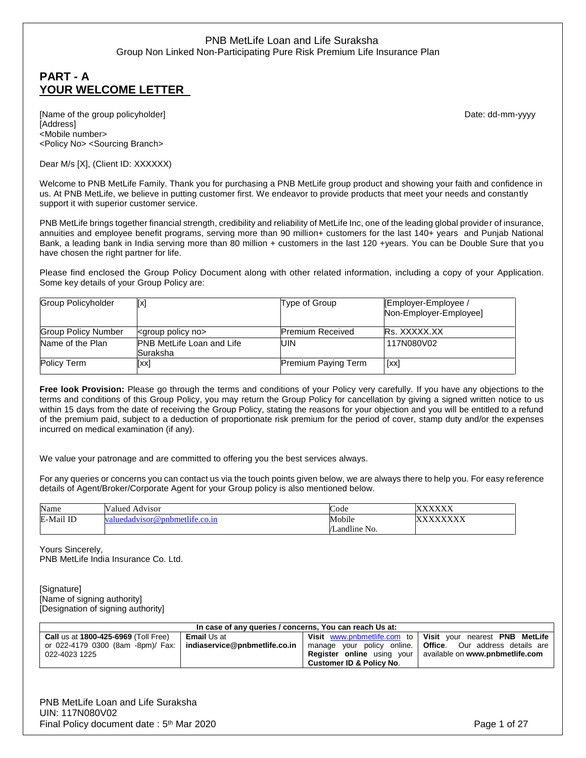PNB MetLife Loan and Life Suraksha
Group Non Linked Non-Participating Pure Risk Premium Life Insurance Plan

# PART - A
# YOUR WELCOME LETTER

[Name of the group policyholder]
[Address]
<Mobile number>
<Policy No> <Sourcing Branch>

Date: dd-mm-yyyy

Dear M/s [X], (Client ID: XXXXXX)

Welcome to PNB MetLife Family. Thank you for purchasing a PNB MetLife group product and showing your faith and confidence in us. At PNB MetLife, we believe in putting customer first. We endeavor to provide products that meet your needs and constantly support it with superior customer service.

PNB MetLife brings together financial strength, credibility and reliability of MetLife Inc, one of the leading global provider of insurance, annuities and employee benefit programs, serving more than 90 million+ customers for the last 140+ years and Punjab National Bank, a leading bank in India serving more than 80 million + customers in the last 120 +years. You can be Double Sure that you have chosen the right partner for life.

Please find enclosed the Group Policy Document along with other related information, including a copy of your Application. Some key details of your Group Policy are:

| Group Policyholder | [x] | Type of Group | [Employer-Employee / Non-Employer-Employee] |
|---|---|---|---|
| Group Policy Number | <group policy no> | Premium Received | Rs. XXXXX.XX |
| Name of the Plan | PNB MetLife Loan and Life Suraksha | UIN | 117N080V02 |
| Policy Term | [xx] | Premium Paying Term | [xx] |

**Free look Provision:** Please go through the terms and conditions of your Policy very carefully. If you have any objections to the terms and conditions of this Group Policy, you may return the Group Policy for cancellation by giving a signed written notice to us within 15 days from the date of receiving the Group Policy, stating the reasons for your objection and you will be entitled to a refund of the premium paid, subject to a deduction of proportionate risk premium for the period of cover, stamp duty and/or the expenses incurred on medical examination (if any).

We value your patronage and are committed to offering you the best services always.

For any queries or concerns you can contact us via the touch points given below, we are always there to help you. For easy reference details of Agent/Broker/Corporate Agent for your Group policy is also mentioned below.

| Name | Valued Advisor | Code | XXXXXX |
|---|---|---|---|
| E-Mail ID | valuedadvisor@pnbmetlife.co.in | Mobile /Landline No. | XXXXXXXX |

Yours Sincerely,
PNB MetLife India Insurance Co. Ltd.

[Signature]
[Name of signing authority]
[Designation of signing authority]

| In case of any queries / concerns, You can reach Us at: | | | |
|---|---|---|---|
| **Call** us at **1800-425-6969** (Toll Free) or 022-4179 0300 (8am -8pm)/ Fax: 022-4023 1225 | **Email** Us at **indiaservice@pnbmetlife.co.in** | **Visit** www.pnbmetlife.com to manage your policy online. **Register online** using your **Customer ID & Policy No**. | **Visit** your nearest **PNB MetLife Office**. Our address details are available on **www.pnbmetlife.com** |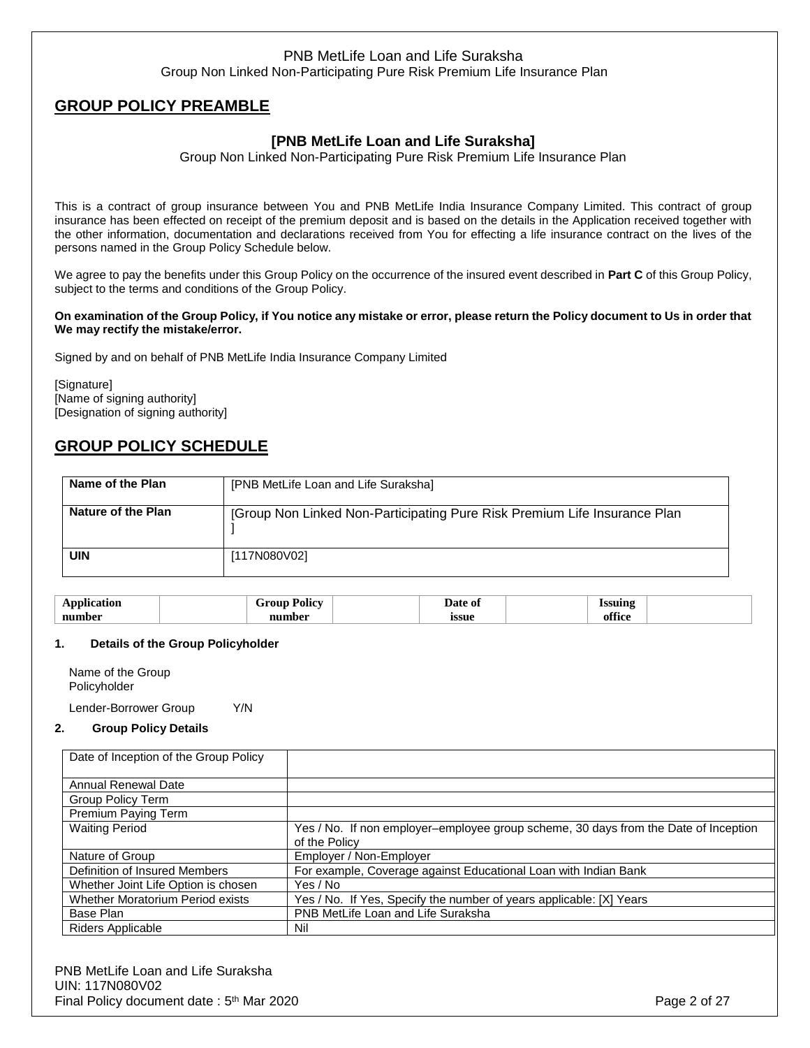## GROUP POLICY PREAMBLE

### [PNB MetLife Loan and Life Suraksha]

Group Non Linked Non-Participating Pure Risk Premium Life Insurance Plan

This is a contract of group insurance between You and PNB MetLife India Insurance Company Limited. This contract of group insurance has been effected on receipt of the premium deposit and is based on the details in the Application received together with the other information, documentation and declarations received from You for effecting a life insurance contract on the lives of the persons named in the Group Policy Schedule below.

We agree to pay the benefits under this Group Policy on the occurrence of the insured event described in **Part C** of this Group Policy, subject to the terms and conditions of the Group Policy.

**On examination of the Group Policy, if You notice any mistake or error, please return the Policy document to Us in order that We may rectify the mistake/error.**

Signed by and on behalf of PNB MetLife India Insurance Company Limited

[Signature]
[Name of signing authority]
[Designation of signing authority]

## GROUP POLICY SCHEDULE

| **Name of the Plan** | [PNB MetLife Loan and Life Suraksha] |
|---|---|
| **Nature of the Plan** | [Group Non Linked Non-Participating Pure Risk Premium Life Insurance Plan ] |
| **UIN** | [117N080V02] |

| **Application number** | | **Group Policy number** | | **Date of issue** | | **Issuing office** | |
|---|---|---|---|---|---|---|---|

**1. Details of the Group Policyholder**

Name of the Group Policyholder

Lender-Borrower Group Y/N

**2. Group Policy Details**

| Date of Inception of the Group Policy | |
|---|---|
| Annual Renewal Date | |
| Group Policy Term | |
| Premium Paying Term | |
| Waiting Period | Yes / No. If non employer–employee group scheme, 30 days from the Date of Inception of the Policy |
| Nature of Group | Employer / Non-Employer |
| Definition of Insured Members | For example, Coverage against Educational Loan with Indian Bank |
| Whether Joint Life Option is chosen | Yes / No |
| Whether Moratorium Period exists | Yes / No. If Yes, Specify the number of years applicable: [X] Years |
| Base Plan | PNB MetLife Loan and Life Suraksha |
| Riders Applicable | Nil |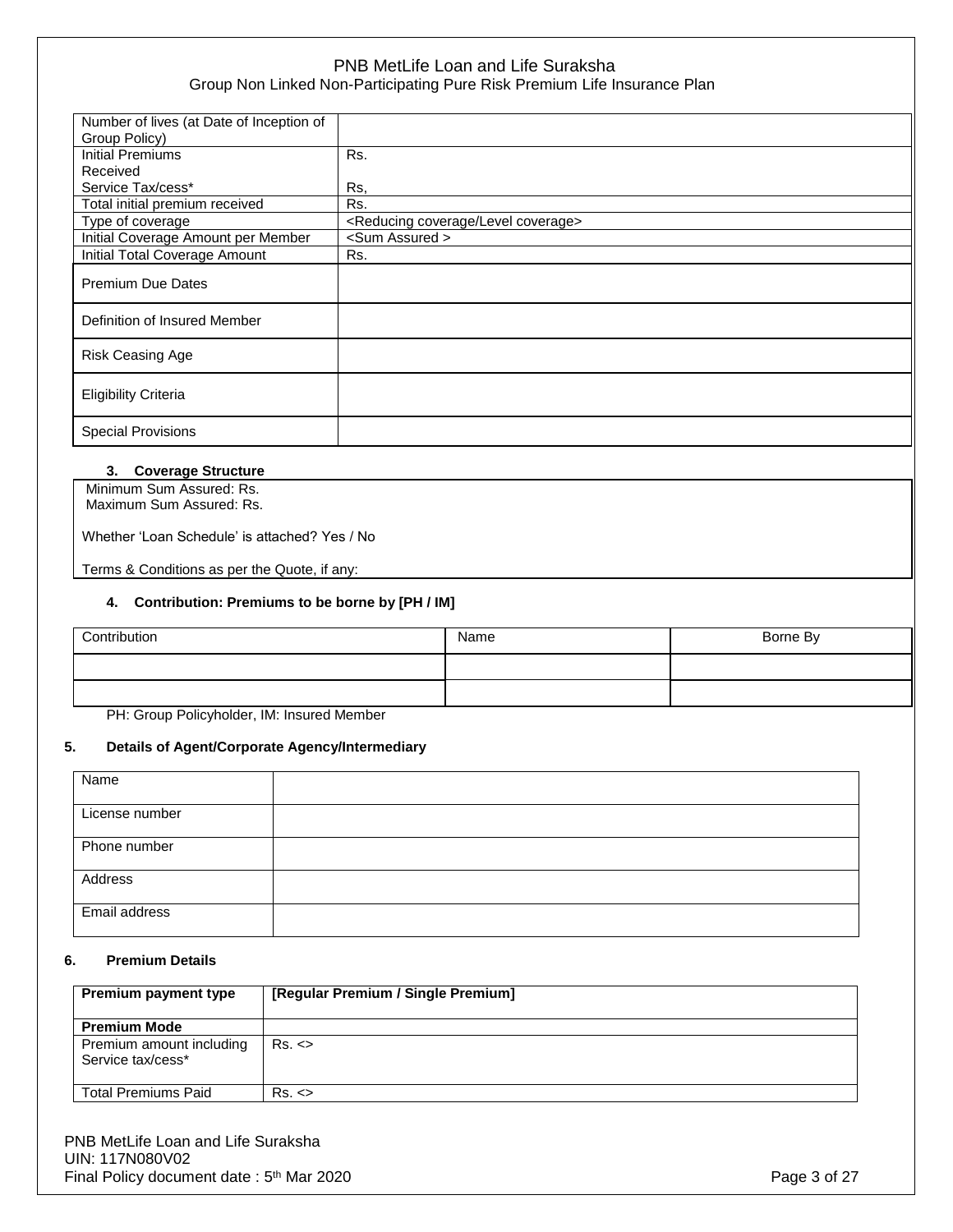| Number of lives (at Date of Inception of Group Policy) | |
| --- | --- |
| Initial Premiums Received<br>Service Tax/cess* | Rs.<br><br>Rs, |
| Total initial premium received | Rs. |
| Type of coverage | <Reducing coverage/Level coverage> |
| Initial Coverage Amount per Member | <Sum Assured > |
| Initial Total Coverage Amount | Rs. |
| Premium Due Dates | |
| Definition of Insured Member | |
| Risk Ceasing Age | |
| Eligibility Criteria | |
| Special Provisions | |

### 3. Coverage Structure

Minimum Sum Assured: Rs.
Maximum Sum Assured: Rs.

Whether 'Loan Schedule' is attached? Yes / No

Terms & Conditions as per the Quote, if any:

### 4. Contribution: Premiums to be borne by [PH / IM]

| Contribution | Name | Borne By |
| --- | --- | --- |
| | | |
| | | |

PH: Group Policyholder, IM: Insured Member

### 5. Details of Agent/Corporate Agency/Intermediary

| Name | |
| --- | --- |
| License number | |
| Phone number | |
| Address | |
| Email address | |

### 6. Premium Details

| **Premium payment type** | **[Regular Premium / Single Premium]** |
| --- | --- |
| **Premium Mode** | |
| Premium amount including Service tax/cess* | Rs. <> |
| Total Premiums Paid | Rs. <> |

PNB MetLife Loan and Life Suraksha
UIN: 117N080V02
Final Policy document date : 5th Mar 2020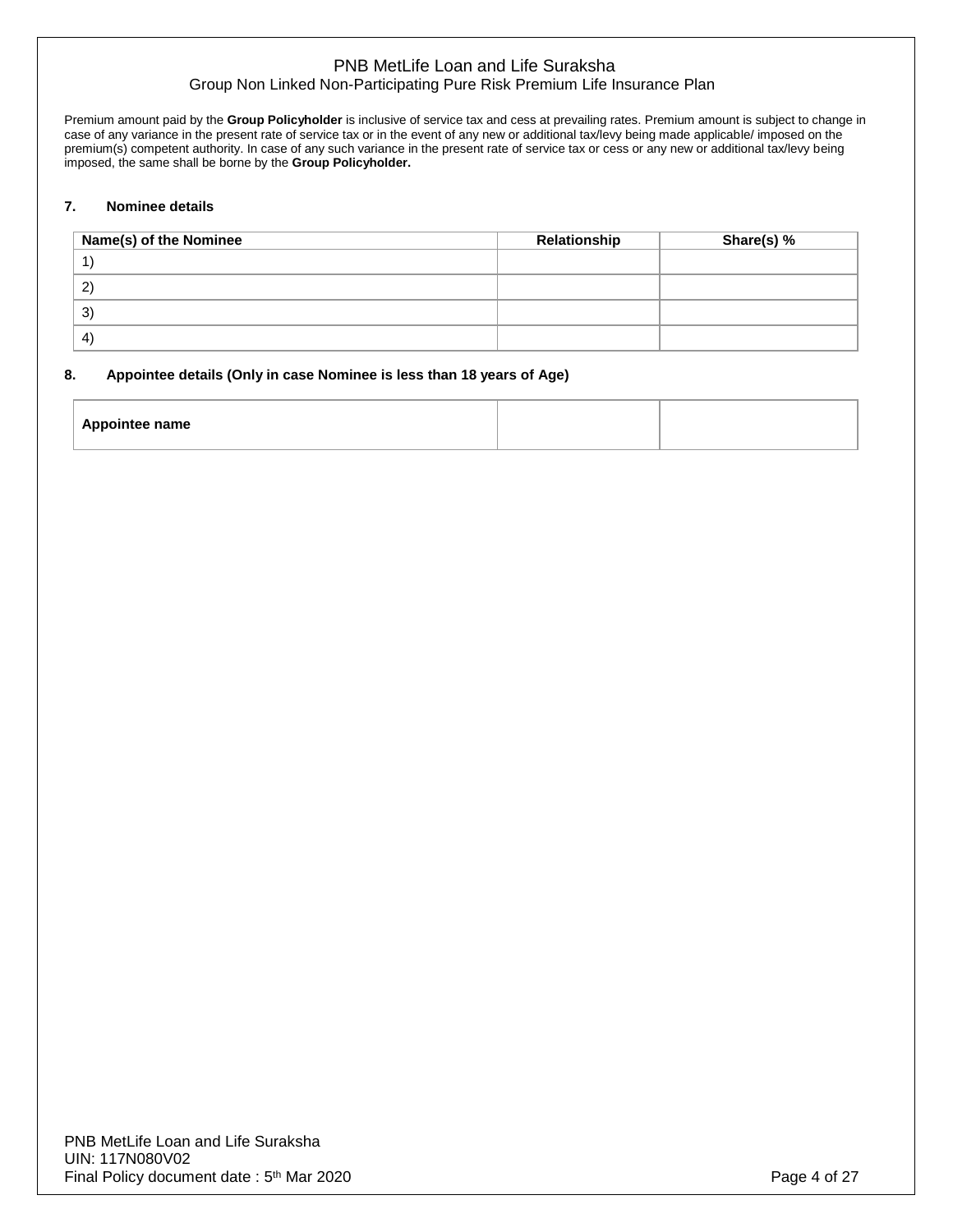Premium amount paid by the **Group Policyholder** is inclusive of service tax and cess at prevailing rates. Premium amount is subject to change in case of any variance in the present rate of service tax or in the event of any new or additional tax/levy being made applicable/ imposed on the premium(s) competent authority. In case of any such variance in the present rate of service tax or cess or any new or additional tax/levy being imposed, the same shall be borne by the **Group Policyholder.**

**7. Nominee details**

| Name(s) of the Nominee | Relationship | Share(s) % |
|---|---|---|
| 1) | | |
| 2) | | |
| 3) | | |
| 4) | | |

**8. Appointee details (Only in case Nominee is less than 18 years of Age)**

| Appointee name | | |
|---|---|---|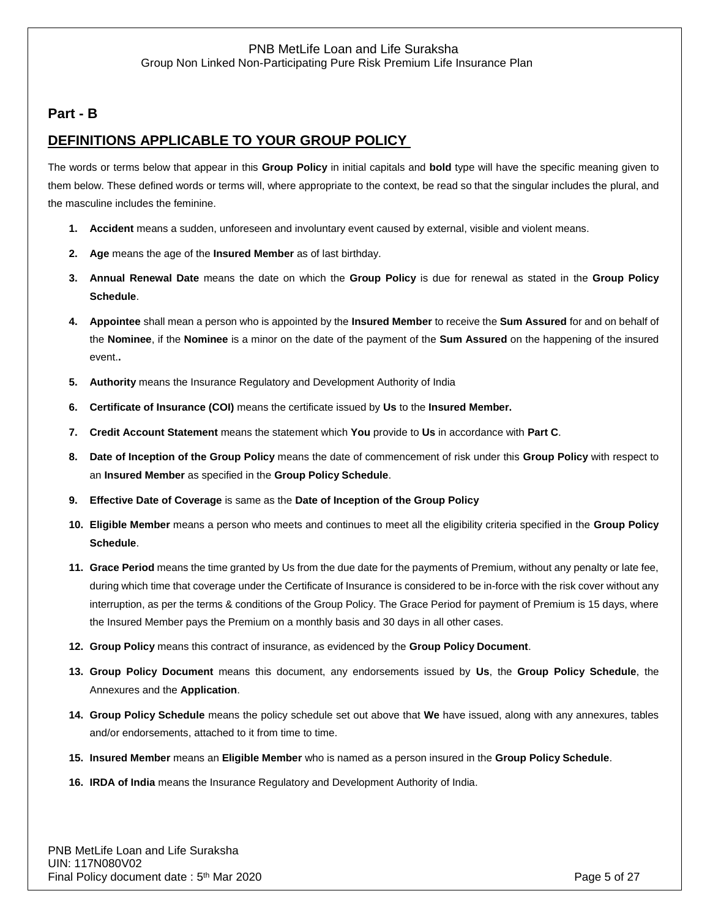## Part - B

## DEFINITIONS APPLICABLE TO YOUR GROUP POLICY

The words or terms below that appear in this **Group Policy** in initial capitals and **bold** type will have the specific meaning given to them below. These defined words or terms will, where appropriate to the context, be read so that the singular includes the plural, and the masculine includes the feminine.

1. **Accident** means a sudden, unforeseen and involuntary event caused by external, visible and violent means.
2. **Age** means the age of the **Insured Member** as of last birthday.
3. **Annual Renewal Date** means the date on which the **Group Policy** is due for renewal as stated in the **Group Policy Schedule**.
4. **Appointee** shall mean a person who is appointed by the **Insured Member** to receive the **Sum Assured** for and on behalf of the **Nominee**, if the **Nominee** is a minor on the date of the payment of the **Sum Assured** on the happening of the insured event.**.**
5. **Authority** means the Insurance Regulatory and Development Authority of India
6. **Certificate of Insurance (COI)** means the certificate issued by **Us** to the **Insured Member.**
7. **Credit Account Statement** means the statement which **You** provide to **Us** in accordance with **Part C**.
8. **Date of Inception of the Group Policy** means the date of commencement of risk under this **Group Policy** with respect to an **Insured Member** as specified in the **Group Policy Schedule**.
9. **Effective Date of Coverage** is same as the **Date of Inception of the Group Policy**
10. **Eligible Member** means a person who meets and continues to meet all the eligibility criteria specified in the **Group Policy Schedule**.
11. **Grace Period** means the time granted by Us from the due date for the payments of Premium, without any penalty or late fee, during which time that coverage under the Certificate of Insurance is considered to be in-force with the risk cover without any interruption, as per the terms & conditions of the Group Policy. The Grace Period for payment of Premium is 15 days, where the Insured Member pays the Premium on a monthly basis and 30 days in all other cases.
12. **Group Policy** means this contract of insurance, as evidenced by the **Group Policy Document**.
13. **Group Policy Document** means this document, any endorsements issued by **Us**, the **Group Policy Schedule**, the Annexures and the **Application**.
14. **Group Policy Schedule** means the policy schedule set out above that **We** have issued, along with any annexures, tables and/or endorsements, attached to it from time to time.
15. **Insured Member** means an **Eligible Member** who is named as a person insured in the **Group Policy Schedule**.
16. **IRDA of India** means the Insurance Regulatory and Development Authority of India.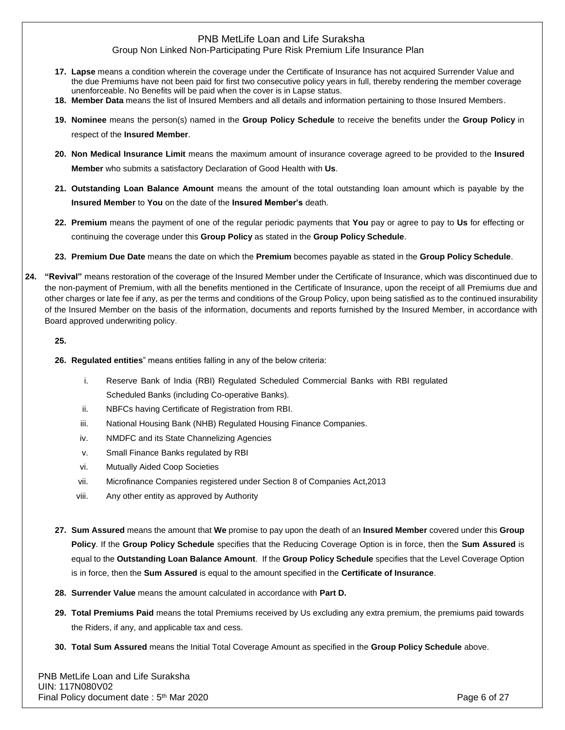17. **Lapse** means a condition wherein the coverage under the Certificate of Insurance has not acquired Surrender Value and the due Premiums have not been paid for first two consecutive policy years in full, thereby rendering the member coverage unenforceable. No Benefits will be paid when the cover is in Lapse status.
18. **Member Data** means the list of Insured Members and all details and information pertaining to those Insured Members.
19. **Nominee** means the person(s) named in the **Group Policy Schedule** to receive the benefits under the **Group Policy** in respect of the **Insured Member**.
20. **Non Medical Insurance Limit** means the maximum amount of insurance coverage agreed to be provided to the **Insured Member** who submits a satisfactory Declaration of Good Health with **Us**.
21. **Outstanding Loan Balance Amount** means the amount of the total outstanding loan amount which is payable by the **Insured Member** to **You** on the date of the **Insured Member's** death.
22. **Premium** means the payment of one of the regular periodic payments that **You** pay or agree to pay to **Us** for effecting or continuing the coverage under this **Group Policy** as stated in the **Group Policy Schedule**.
23. **Premium Due Date** means the date on which the **Premium** becomes payable as stated in the **Group Policy Schedule**.
24. **"Revival"** means restoration of the coverage of the Insured Member under the Certificate of Insurance, which was discontinued due to the non-payment of Premium, with all the benefits mentioned in the Certificate of Insurance, upon the receipt of all Premiums due and other charges or late fee if any, as per the terms and conditions of the Group Policy, upon being satisfied as to the continued insurability of the Insured Member on the basis of the information, documents and reports furnished by the Insured Member, in accordance with Board approved underwriting policy.
25. 
26. **Regulated entities**" means entities falling in any of the below criteria:
    1. Reserve Bank of India (RBI) Regulated Scheduled Commercial Banks with RBI regulated Scheduled Banks (including Co-operative Banks).
    2. NBFCs having Certificate of Registration from RBI.
    3. National Housing Bank (NHB) Regulated Housing Finance Companies.
    4. NMDFC and its State Channelizing Agencies
    5. Small Finance Banks regulated by RBI
    6. Mutually Aided Coop Societies
    7. Microfinance Companies registered under Section 8 of Companies Act,2013
    8. Any other entity as approved by Authority
27. **Sum Assured** means the amount that **We** promise to pay upon the death of an **Insured Member** covered under this **Group Policy**. If the **Group Policy Schedule** specifies that the Reducing Coverage Option is in force, then the **Sum Assured** is equal to the **Outstanding Loan Balance Amount**. If the **Group Policy Schedule** specifies that the Level Coverage Option is in force, then the **Sum Assured** is equal to the amount specified in the **Certificate of Insurance**.
28. **Surrender Value** means the amount calculated in accordance with **Part D.**
29. **Total Premiums Paid** means the total Premiums received by Us excluding any extra premium, the premiums paid towards the Riders, if any, and applicable tax and cess.
30. **Total Sum Assured** means the Initial Total Coverage Amount as specified in the **Group Policy Schedule** above.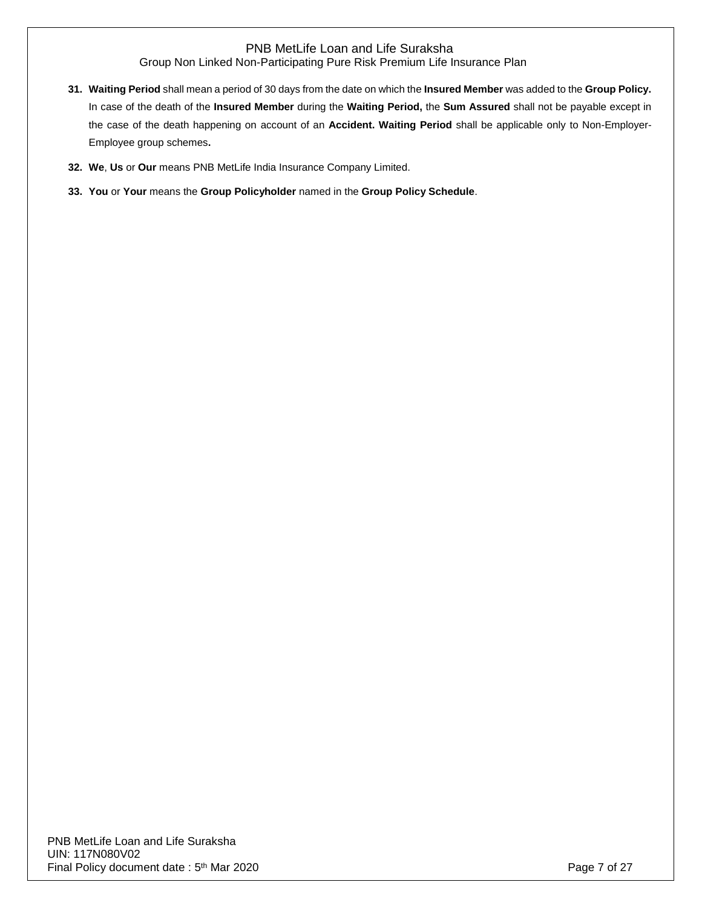31. **Waiting Period** shall mean a period of 30 days from the date on which the **Insured Member** was added to the **Group Policy.** In case of the death of the **Insured Member** during the **Waiting Period,** the **Sum Assured** shall not be payable except in the case of the death happening on account of an **Accident. Waiting Period** shall be applicable only to Non-Employer-Employee group schemes**.**

32. **We**, **Us** or **Our** means PNB MetLife India Insurance Company Limited.

33. **You** or **Your** means the **Group Policyholder** named in the **Group Policy Schedule**.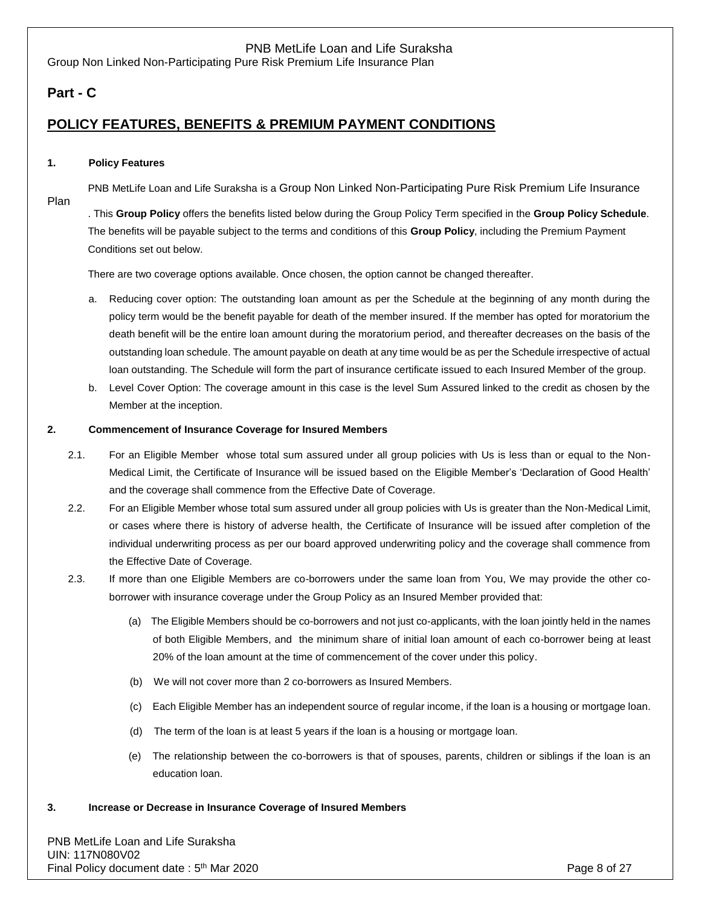## Part - C

## POLICY FEATURES, BENEFITS & PREMIUM PAYMENT CONDITIONS

**1. Policy Features**

PNB MetLife Loan and Life Suraksha is a Group Non Linked Non-Participating Pure Risk Premium Life Insurance Plan. This **Group Policy** offers the benefits listed below during the Group Policy Term specified in the **Group Policy Schedule**. The benefits will be payable subject to the terms and conditions of this **Group Policy**, including the Premium Payment Conditions set out below.

There are two coverage options available. Once chosen, the option cannot be changed thereafter.

a. Reducing cover option: The outstanding loan amount as per the Schedule at the beginning of any month during the policy term would be the benefit payable for death of the member insured. If the member has opted for moratorium the death benefit will be the entire loan amount during the moratorium period, and thereafter decreases on the basis of the outstanding loan schedule. The amount payable on death at any time would be as per the Schedule irrespective of actual loan outstanding. The Schedule will form the part of insurance certificate issued to each Insured Member of the group.

b. Level Cover Option: The coverage amount in this case is the level Sum Assured linked to the credit as chosen by the Member at the inception.

**2. Commencement of Insurance Coverage for Insured Members**

2.1. For an Eligible Member whose total sum assured under all group policies with Us is less than or equal to the Non-Medical Limit, the Certificate of Insurance will be issued based on the Eligible Member's 'Declaration of Good Health' and the coverage shall commence from the Effective Date of Coverage.

2.2. For an Eligible Member whose total sum assured under all group policies with Us is greater than the Non-Medical Limit, or cases where there is history of adverse health, the Certificate of Insurance will be issued after completion of the individual underwriting process as per our board approved underwriting policy and the coverage shall commence from the Effective Date of Coverage.

2.3. If more than one Eligible Members are co-borrowers under the same loan from You, We may provide the other co-borrower with insurance coverage under the Group Policy as an Insured Member provided that:

(a) The Eligible Members should be co-borrowers and not just co-applicants, with the loan jointly held in the names of both Eligible Members, and the minimum share of initial loan amount of each co-borrower being at least 20% of the loan amount at the time of commencement of the cover under this policy.

(b) We will not cover more than 2 co-borrowers as Insured Members.

(c) Each Eligible Member has an independent source of regular income, if the loan is a housing or mortgage loan.

(d) The term of the loan is at least 5 years if the loan is a housing or mortgage loan.

(e) The relationship between the co-borrowers is that of spouses, parents, children or siblings if the loan is an education loan.

**3. Increase or Decrease in Insurance Coverage of Insured Members**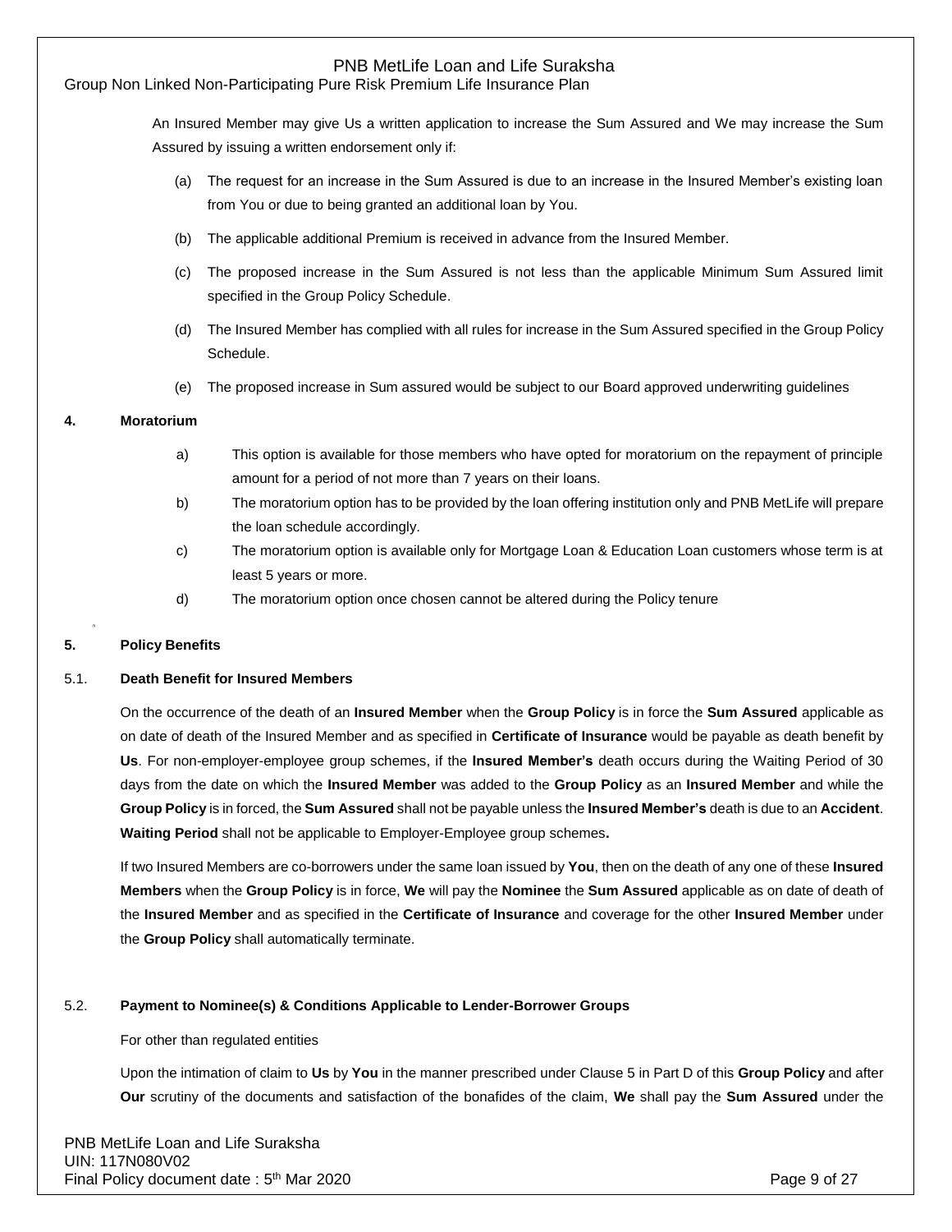An Insured Member may give Us a written application to increase the Sum Assured and We may increase the Sum Assured by issuing a written endorsement only if:

(a) The request for an increase in the Sum Assured is due to an increase in the Insured Member's existing loan from You or due to being granted an additional loan by You.

(b) The applicable additional Premium is received in advance from the Insured Member.

(c) The proposed increase in the Sum Assured is not less than the applicable Minimum Sum Assured limit specified in the Group Policy Schedule.

(d) The Insured Member has complied with all rules for increase in the Sum Assured specified in the Group Policy Schedule.

(e) The proposed increase in Sum assured would be subject to our Board approved underwriting guidelines

## 4. Moratorium

a) This option is available for those members who have opted for moratorium on the repayment of principle amount for a period of not more than 7 years on their loans.

b) The moratorium option has to be provided by the loan offering institution only and PNB MetLife will prepare the loan schedule accordingly.

c) The moratorium option is available only for Mortgage Loan & Education Loan customers whose term is at least 5 years or more.

d) The moratorium option once chosen cannot be altered during the Policy tenure

## 5. Policy Benefits

### 5.1. Death Benefit for Insured Members

On the occurrence of the death of an **Insured Member** when the **Group Policy** is in force the **Sum Assured** applicable as on date of death of the Insured Member and as specified in **Certificate of Insurance** would be payable as death benefit by **Us**. For non-employer-employee group schemes, if the **Insured Member's** death occurs during the Waiting Period of 30 days from the date on which the **Insured Member** was added to the **Group Policy** as an **Insured Member** and while the **Group Policy** is in forced, the **Sum Assured** shall not be payable unless the **Insured Member's** death is due to an **Accident**. **Waiting Period** shall not be applicable to Employer-Employee group schemes**.**

If two Insured Members are co-borrowers under the same loan issued by **You**, then on the death of any one of these **Insured Members** when the **Group Policy** is in force, **We** will pay the **Nominee** the **Sum Assured** applicable as on date of death of the **Insured Member** and as specified in the **Certificate of Insurance** and coverage for the other **Insured Member** under the **Group Policy** shall automatically terminate.

### 5.2. Payment to Nominee(s) & Conditions Applicable to Lender-Borrower Groups

For other than regulated entities

Upon the intimation of claim to **Us** by **You** in the manner prescribed under Clause 5 in Part D of this **Group Policy** and after **Our** scrutiny of the documents and satisfaction of the bonafides of the claim, **We** shall pay the **Sum Assured** under the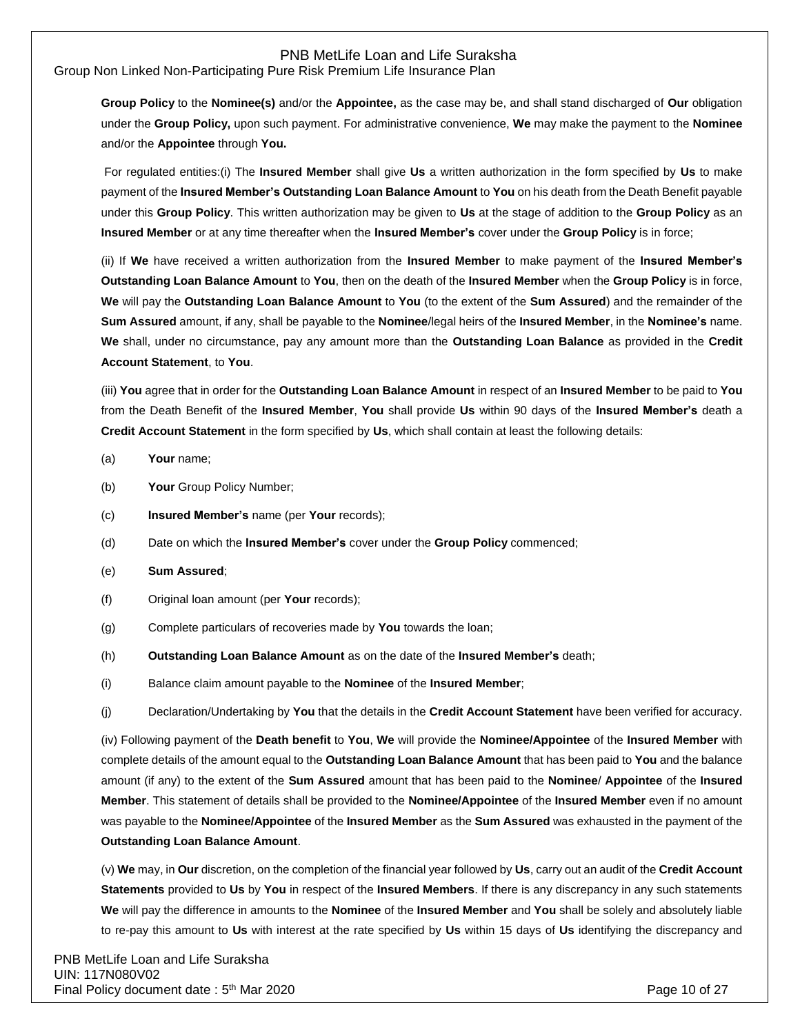**Group Policy** to the **Nominee(s)** and/or the **Appointee,** as the case may be, and shall stand discharged of **Our** obligation under the **Group Policy,** upon such payment. For administrative convenience, **We** may make the payment to the **Nominee** and/or the **Appointee** through **You.**

For regulated entities:(i) The **Insured Member** shall give **Us** a written authorization in the form specified by **Us** to make payment of the **Insured Member's Outstanding Loan Balance Amount** to **You** on his death from the Death Benefit payable under this **Group Policy**. This written authorization may be given to **Us** at the stage of addition to the **Group Policy** as an **Insured Member** or at any time thereafter when the **Insured Member's** cover under the **Group Policy** is in force;

(ii) If **We** have received a written authorization from the **Insured Member** to make payment of the **Insured Member's Outstanding Loan Balance Amount** to **You**, then on the death of the **Insured Member** when the **Group Policy** is in force, **We** will pay the **Outstanding Loan Balance Amount** to **You** (to the extent of the **Sum Assured**) and the remainder of the **Sum Assured** amount, if any, shall be payable to the **Nominee**/legal heirs of the **Insured Member**, in the **Nominee's** name. **We** shall, under no circumstance, pay any amount more than the **Outstanding Loan Balance** as provided in the **Credit Account Statement**, to **You**.

(iii) **You** agree that in order for the **Outstanding Loan Balance Amount** in respect of an **Insured Member** to be paid to **You** from the Death Benefit of the **Insured Member**, **You** shall provide **Us** within 90 days of the **Insured Member's** death a **Credit Account Statement** in the form specified by **Us**, which shall contain at least the following details:

(a) **Your** name;

(b) **Your** Group Policy Number;

(c) **Insured Member's** name (per **Your** records);

(d) Date on which the **Insured Member's** cover under the **Group Policy** commenced;

(e) **Sum Assured**;

(f) Original loan amount (per **Your** records);

(g) Complete particulars of recoveries made by **You** towards the loan;

(h) **Outstanding Loan Balance Amount** as on the date of the **Insured Member's** death;

(i) Balance claim amount payable to the **Nominee** of the **Insured Member**;

(j) Declaration/Undertaking by **You** that the details in the **Credit Account Statement** have been verified for accuracy.

(iv) Following payment of the **Death benefit** to **You**, **We** will provide the **Nominee/Appointee** of the **Insured Member** with complete details of the amount equal to the **Outstanding Loan Balance Amount** that has been paid to **You** and the balance amount (if any) to the extent of the **Sum Assured** amount that has been paid to the **Nominee**/ **Appointee** of the **Insured Member**. This statement of details shall be provided to the **Nominee/Appointee** of the **Insured Member** even if no amount was payable to the **Nominee/Appointee** of the **Insured Member** as the **Sum Assured** was exhausted in the payment of the **Outstanding Loan Balance Amount**.

(v) **We** may, in **Our** discretion, on the completion of the financial year followed by **Us**, carry out an audit of the **Credit Account Statements** provided to **Us** by **You** in respect of the **Insured Members**. If there is any discrepancy in any such statements **We** will pay the difference in amounts to the **Nominee** of the **Insured Member** and **You** shall be solely and absolutely liable to re-pay this amount to **Us** with interest at the rate specified by **Us** within 15 days of **Us** identifying the discrepancy and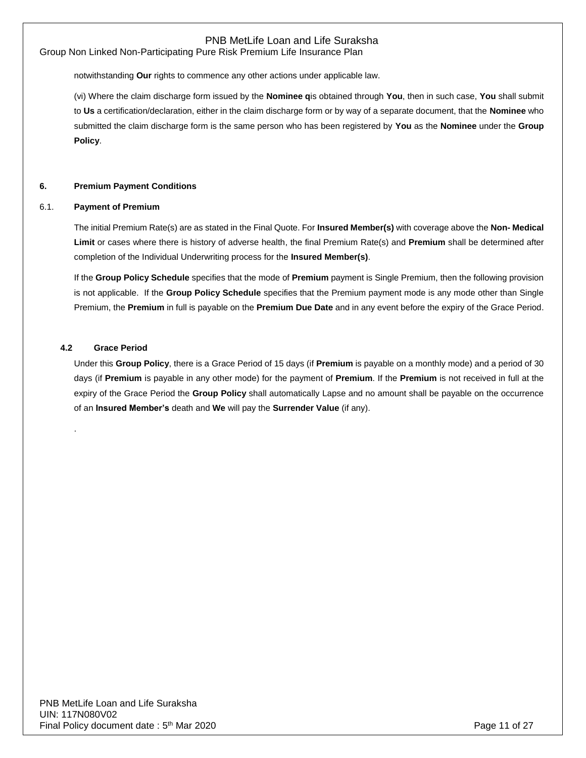notwithstanding **Our** rights to commence any other actions under applicable law.

(vi) Where the claim discharge form issued by the **Nominee q**is obtained through **You**, then in such case, **You** shall submit to **Us** a certification/declaration, either in the claim discharge form or by way of a separate document, that the **Nominee** who submitted the claim discharge form is the same person who has been registered by **You** as the **Nominee** under the **Group Policy**.

## 6. Premium Payment Conditions

### 6.1. Payment of Premium

The initial Premium Rate(s) are as stated in the Final Quote. For **Insured Member(s)** with coverage above the **Non- Medical Limit** or cases where there is history of adverse health, the final Premium Rate(s) and **Premium** shall be determined after completion of the Individual Underwriting process for the **Insured Member(s)**.

If the **Group Policy Schedule** specifies that the mode of **Premium** payment is Single Premium, then the following provision is not applicable. If the **Group Policy Schedule** specifies that the Premium payment mode is any mode other than Single Premium, the **Premium** in full is payable on the **Premium Due Date** and in any event before the expiry of the Grace Period.

### 4.2 Grace Period

Under this **Group Policy**, there is a Grace Period of 15 days (if **Premium** is payable on a monthly mode) and a period of 30 days (if **Premium** is payable in any other mode) for the payment of **Premium**. If the **Premium** is not received in full at the expiry of the Grace Period the **Group Policy** shall automatically Lapse and no amount shall be payable on the occurrence of an **Insured Member's** death and **We** will pay the **Surrender Value** (if any).

.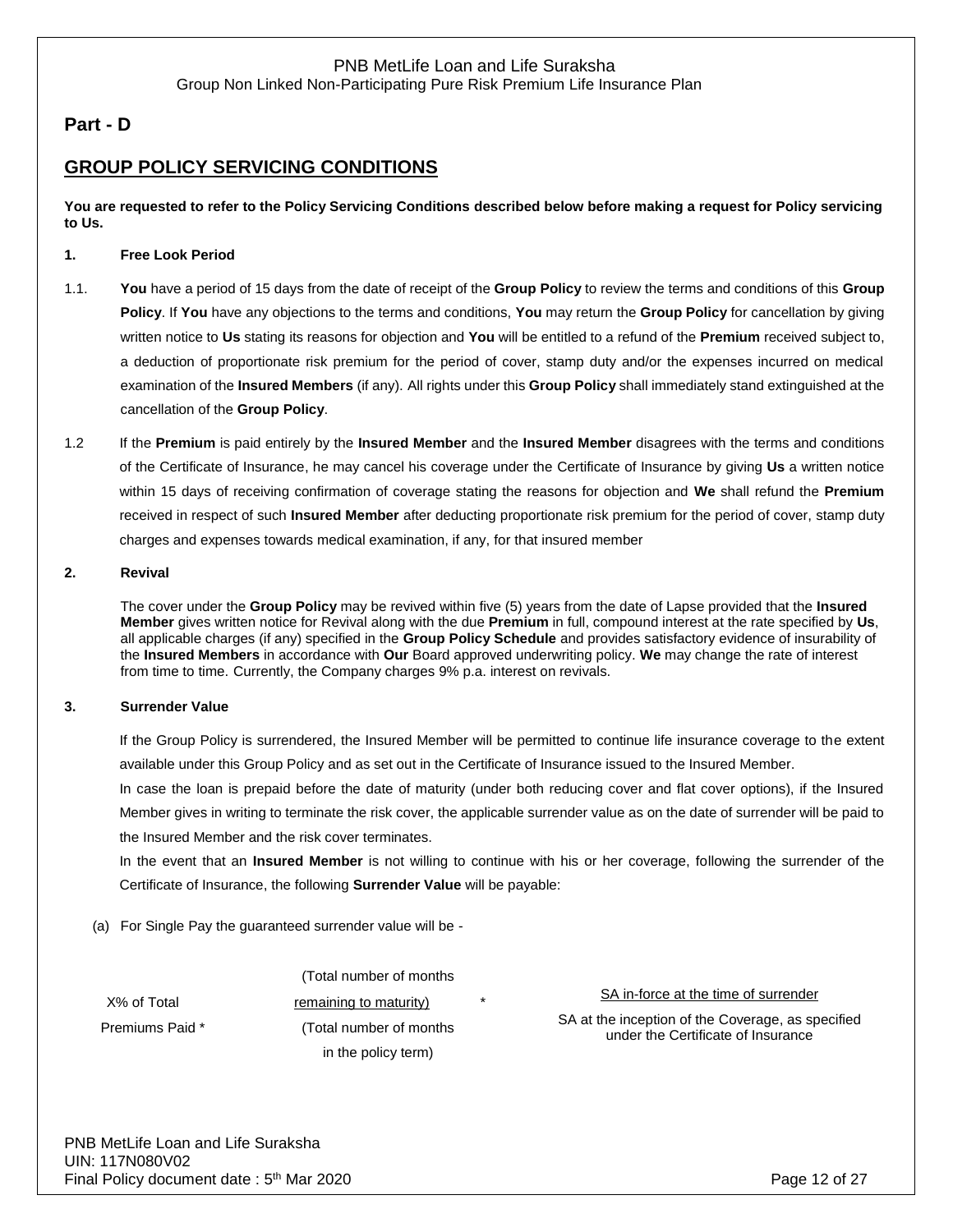## Part - D

## GROUP POLICY SERVICING CONDITIONS

**You are requested to refer to the Policy Servicing Conditions described below before making a request for Policy servicing to Us.**

**1. Free Look Period**

1.1. **You** have a period of 15 days from the date of receipt of the **Group Policy** to review the terms and conditions of this **Group Policy**. If **You** have any objections to the terms and conditions, **You** may return the **Group Policy** for cancellation by giving written notice to **Us** stating its reasons for objection and **You** will be entitled to a refund of the **Premium** received subject to, a deduction of proportionate risk premium for the period of cover, stamp duty and/or the expenses incurred on medical examination of the **Insured Members** (if any). All rights under this **Group Policy** shall immediately stand extinguished at the cancellation of the **Group Policy**.

1.2 If the **Premium** is paid entirely by the **Insured Member** and the **Insured Member** disagrees with the terms and conditions of the Certificate of Insurance, he may cancel his coverage under the Certificate of Insurance by giving **Us** a written notice within 15 days of receiving confirmation of coverage stating the reasons for objection and **We** shall refund the **Premium** received in respect of such **Insured Member** after deducting proportionate risk premium for the period of cover, stamp duty charges and expenses towards medical examination, if any, for that insured member

**2. Revival**

The cover under the **Group Policy** may be revived within five (5) years from the date of Lapse provided that the **Insured Member** gives written notice for Revival along with the due **Premium** in full, compound interest at the rate specified by **Us**, all applicable charges (if any) specified in the **Group Policy Schedule** and provides satisfactory evidence of insurability of the **Insured Members** in accordance with **Our** Board approved underwriting policy. **We** may change the rate of interest from time to time. Currently, the Company charges 9% p.a. interest on revivals.

**3. Surrender Value**

If the Group Policy is surrendered, the Insured Member will be permitted to continue life insurance coverage to the extent available under this Group Policy and as set out in the Certificate of Insurance issued to the Insured Member.

In case the loan is prepaid before the date of maturity (under both reducing cover and flat cover options), if the Insured Member gives in writing to terminate the risk cover, the applicable surrender value as on the date of surrender will be paid to the Insured Member and the risk cover terminates.

In the event that an **Insured Member** is not willing to continue with his or her coverage, following the surrender of the Certificate of Insurance, the following **Surrender Value** will be payable:

(a) For Single Pay the guaranteed surrender value will be -

$$\text{X\% of Total Premiums Paid} \times \frac{\text{(Total number of months remaining to maturity)}}{\text{(Total number of months in the policy term)}} \times \frac{\text{SA in-force at the time of surrender}}{\text{SA at the inception of the Coverage, as specified under the Certificate of Insurance}}$$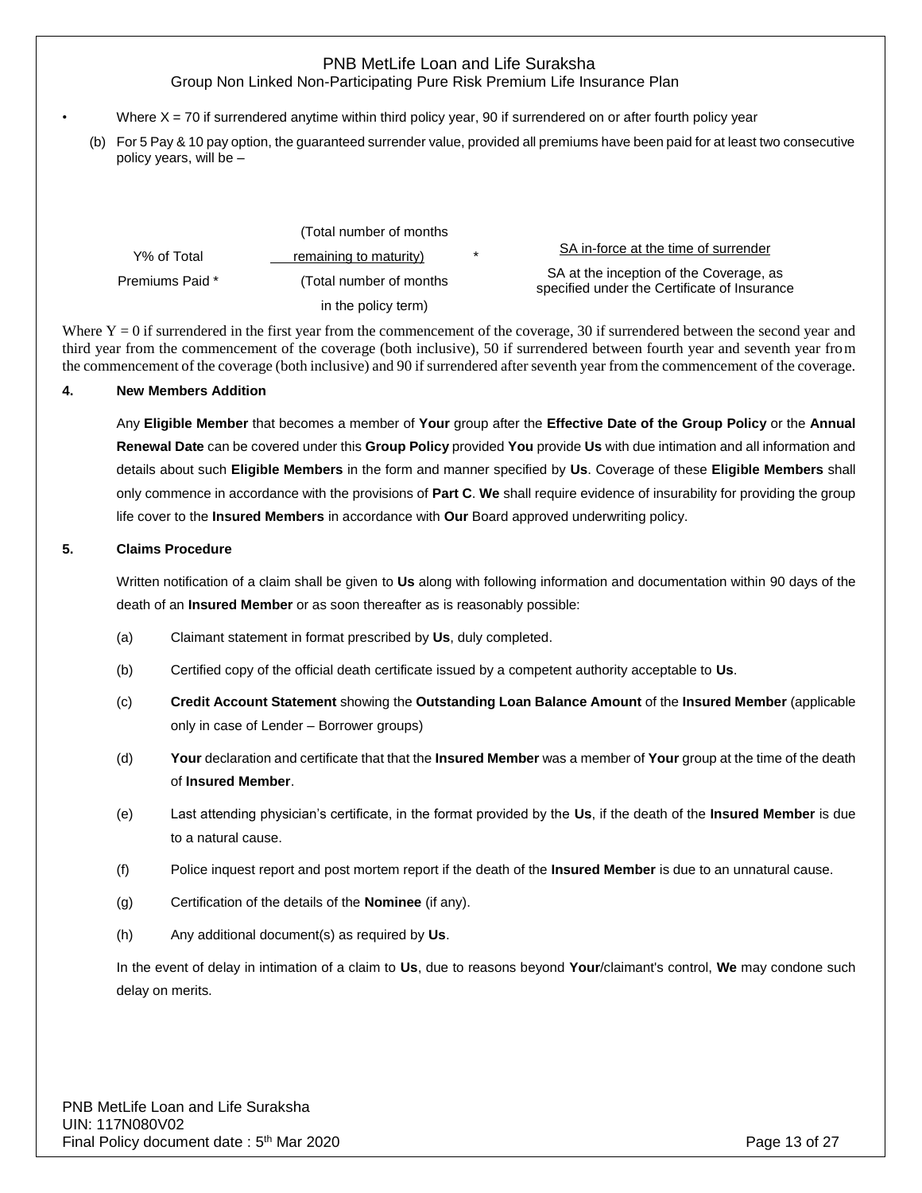- Where X = 70 if surrendered anytime within third policy year, 90 if surrendered on or after fourth policy year

(b) For 5 Pay & 10 pay option, the guaranteed surrender value, provided all premiums have been paid for at least two consecutive policy years, will be –

$$Y\% \text{ of Total Premiums Paid} * \frac{\text{(Total number of months remaining to maturity)}}{\text{(Total number of months in the policy term)}} * \frac{\text{SA in-force at the time of surrender}}{\text{SA at the inception of the Coverage, as specified under the Certificate of Insurance}}$$

Where Y = 0 if surrendered in the first year from the commencement of the coverage, 30 if surrendered between the second year and third year from the commencement of the coverage (both inclusive), 50 if surrendered between fourth year and seventh year from the commencement of the coverage (both inclusive) and 90 if surrendered after seventh year from the commencement of the coverage.

## 4. New Members Addition

Any **Eligible Member** that becomes a member of **Your** group after the **Effective Date of the Group Policy** or the **Annual Renewal Date** can be covered under this **Group Policy** provided **You** provide **Us** with due intimation and all information and details about such **Eligible Members** in the form and manner specified by **Us**. Coverage of these **Eligible Members** shall only commence in accordance with the provisions of **Part C**. **We** shall require evidence of insurability for providing the group life cover to the **Insured Members** in accordance with **Our** Board approved underwriting policy.

## 5. Claims Procedure

Written notification of a claim shall be given to **Us** along with following information and documentation within 90 days of the death of an **Insured Member** or as soon thereafter as is reasonably possible:

(a) Claimant statement in format prescribed by **Us**, duly completed.

(b) Certified copy of the official death certificate issued by a competent authority acceptable to **Us**.

(c) **Credit Account Statement** showing the **Outstanding Loan Balance Amount** of the **Insured Member** (applicable only in case of Lender – Borrower groups)

(d) **Your** declaration and certificate that that the **Insured Member** was a member of **Your** group at the time of the death of **Insured Member**.

(e) Last attending physician's certificate, in the format provided by the **Us**, if the death of the **Insured Member** is due to a natural cause.

(f) Police inquest report and post mortem report if the death of the **Insured Member** is due to an unnatural cause.

(g) Certification of the details of the **Nominee** (if any).

(h) Any additional document(s) as required by **Us**.

In the event of delay in intimation of a claim to **Us**, due to reasons beyond **Your**/claimant's control, **We** may condone such delay on merits.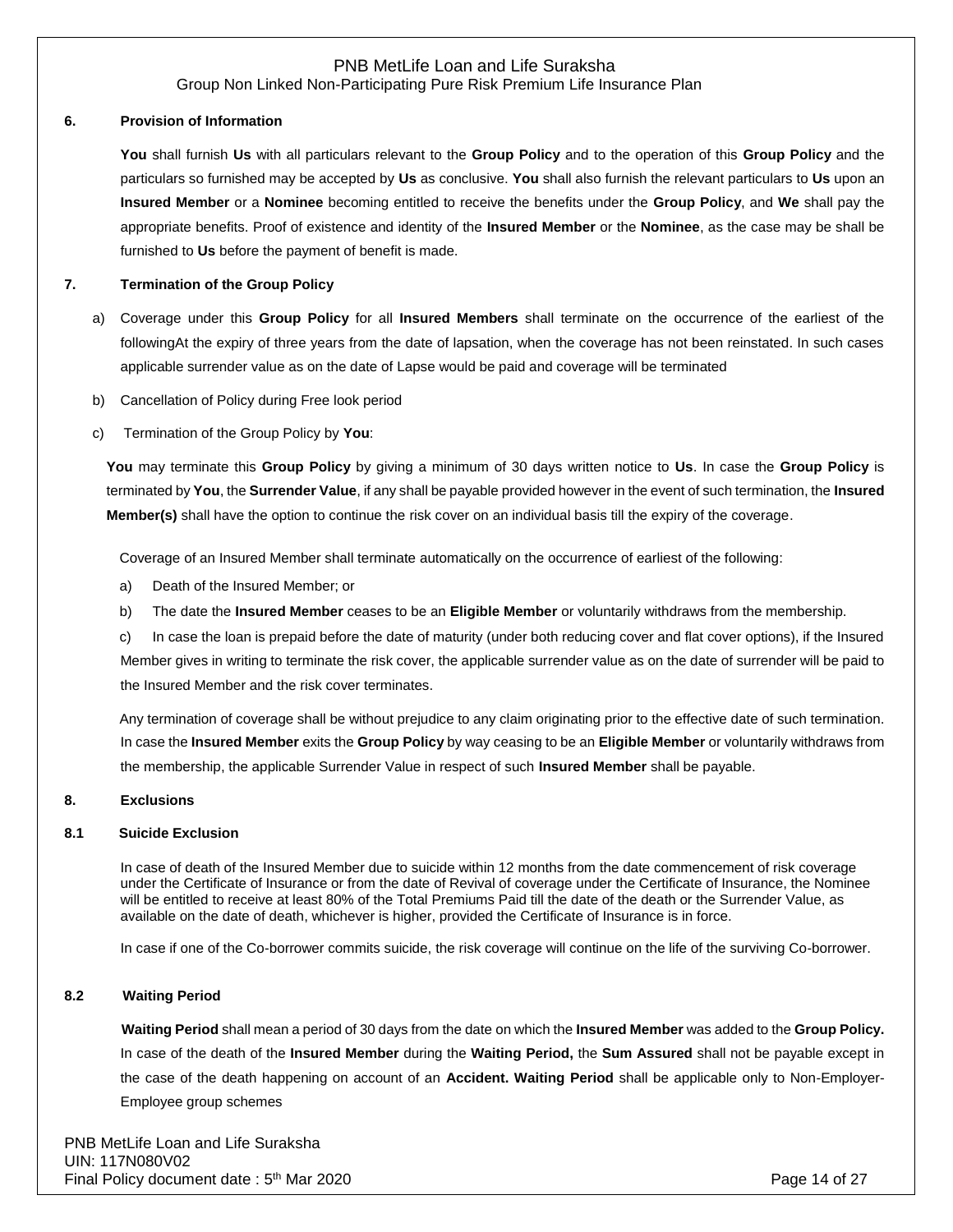### 6. Provision of Information

**You** shall furnish **Us** with all particulars relevant to the **Group Policy** and to the operation of this **Group Policy** and the particulars so furnished may be accepted by **Us** as conclusive. **You** shall also furnish the relevant particulars to **Us** upon an **Insured Member** or a **Nominee** becoming entitled to receive the benefits under the **Group Policy**, and **We** shall pay the appropriate benefits. Proof of existence and identity of the **Insured Member** or the **Nominee**, as the case may be shall be furnished to **Us** before the payment of benefit is made.

### 7. Termination of the Group Policy

a) Coverage under this **Group Policy** for all **Insured Members** shall terminate on the occurrence of the earliest of the followingAt the expiry of three years from the date of lapsation, when the coverage has not been reinstated. In such cases applicable surrender value as on the date of Lapse would be paid and coverage will be terminated

b) Cancellation of Policy during Free look period

c) Termination of the Group Policy by **You**:

**You** may terminate this **Group Policy** by giving a minimum of 30 days written notice to **Us**. In case the **Group Policy** is terminated by **You**, the **Surrender Value**, if any shall be payable provided however in the event of such termination, the **Insured Member(s)** shall have the option to continue the risk cover on an individual basis till the expiry of the coverage.

Coverage of an Insured Member shall terminate automatically on the occurrence of earliest of the following:

a) Death of the Insured Member; or

b) The date the **Insured Member** ceases to be an **Eligible Member** or voluntarily withdraws from the membership.

c) In case the loan is prepaid before the date of maturity (under both reducing cover and flat cover options), if the Insured Member gives in writing to terminate the risk cover, the applicable surrender value as on the date of surrender will be paid to the Insured Member and the risk cover terminates.

Any termination of coverage shall be without prejudice to any claim originating prior to the effective date of such termination. In case the **Insured Member** exits the **Group Policy** by way ceasing to be an **Eligible Member** or voluntarily withdraws from the membership, the applicable Surrender Value in respect of such **Insured Member** shall be payable.

### 8. Exclusions

#### 8.1 Suicide Exclusion

In case of death of the Insured Member due to suicide within 12 months from the date commencement of risk coverage under the Certificate of Insurance or from the date of Revival of coverage under the Certificate of Insurance, the Nominee will be entitled to receive at least 80% of the Total Premiums Paid till the date of the death or the Surrender Value, as available on the date of death, whichever is higher, provided the Certificate of Insurance is in force.

In case if one of the Co-borrower commits suicide, the risk coverage will continue on the life of the surviving Co-borrower.

#### 8.2 Waiting Period

**Waiting Period** shall mean a period of 30 days from the date on which the **Insured Member** was added to the **Group Policy.** In case of the death of the **Insured Member** during the **Waiting Period,** the **Sum Assured** shall not be payable except in the case of the death happening on account of an **Accident. Waiting Period** shall be applicable only to Non-Employer-Employee group schemes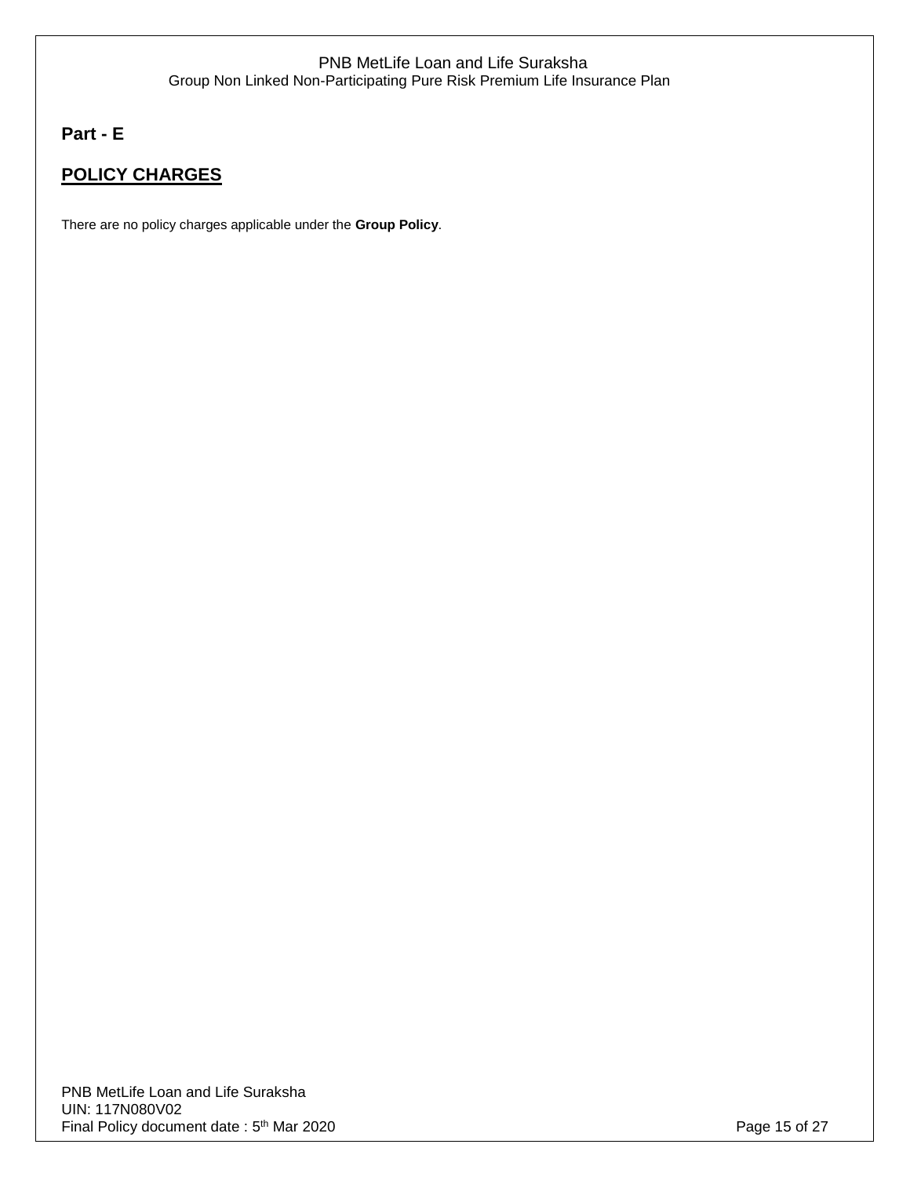**Part - E**

## POLICY CHARGES

There are no policy charges applicable under the **Group Policy**.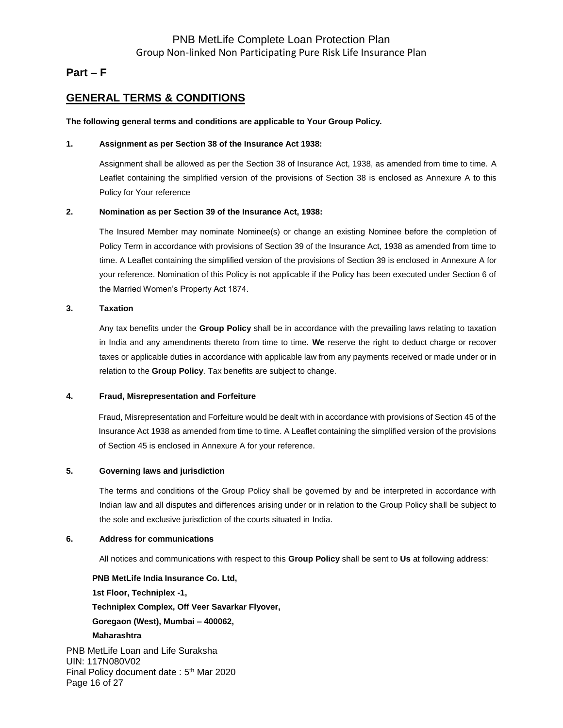## Part – F

## GENERAL TERMS & CONDITIONS

**The following general terms and conditions are applicable to Your Group Policy.**

**1. Assignment as per Section 38 of the Insurance Act 1938:**

Assignment shall be allowed as per the Section 38 of Insurance Act, 1938, as amended from time to time. A Leaflet containing the simplified version of the provisions of Section 38 is enclosed as Annexure A to this Policy for Your reference

**2. Nomination as per Section 39 of the Insurance Act, 1938:**

The Insured Member may nominate Nominee(s) or change an existing Nominee before the completion of Policy Term in accordance with provisions of Section 39 of the Insurance Act, 1938 as amended from time to time. A Leaflet containing the simplified version of the provisions of Section 39 is enclosed in Annexure A for your reference. Nomination of this Policy is not applicable if the Policy has been executed under Section 6 of the Married Women's Property Act 1874.

**3. Taxation**

Any tax benefits under the **Group Policy** shall be in accordance with the prevailing laws relating to taxation in India and any amendments thereto from time to time. **We** reserve the right to deduct charge or recover taxes or applicable duties in accordance with applicable law from any payments received or made under or in relation to the **Group Policy**. Tax benefits are subject to change.

**4. Fraud, Misrepresentation and Forfeiture**

Fraud, Misrepresentation and Forfeiture would be dealt with in accordance with provisions of Section 45 of the Insurance Act 1938 as amended from time to time. A Leaflet containing the simplified version of the provisions of Section 45 is enclosed in Annexure A for your reference.

**5. Governing laws and jurisdiction**

The terms and conditions of the Group Policy shall be governed by and be interpreted in accordance with Indian law and all disputes and differences arising under or in relation to the Group Policy shall be subject to the sole and exclusive jurisdiction of the courts situated in India.

**6. Address for communications**

All notices and communications with respect to this **Group Policy** shall be sent to **Us** at following address:

**PNB MetLife India Insurance Co. Ltd,**
**1st Floor, Techniplex -1,**
**Techniplex Complex, Off Veer Savarkar Flyover,**
**Goregaon (West), Mumbai – 400062,**
**Maharashtra**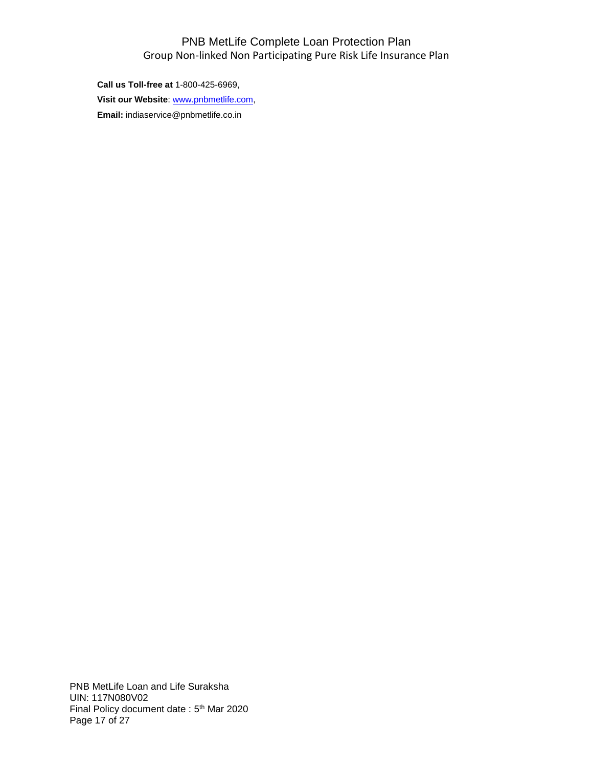**Call us Toll-free at** 1-800-425-6969,

**Visit our Website**: www.pnbmetlife.com,

**Email:** indiaservice@pnbmetlife.co.in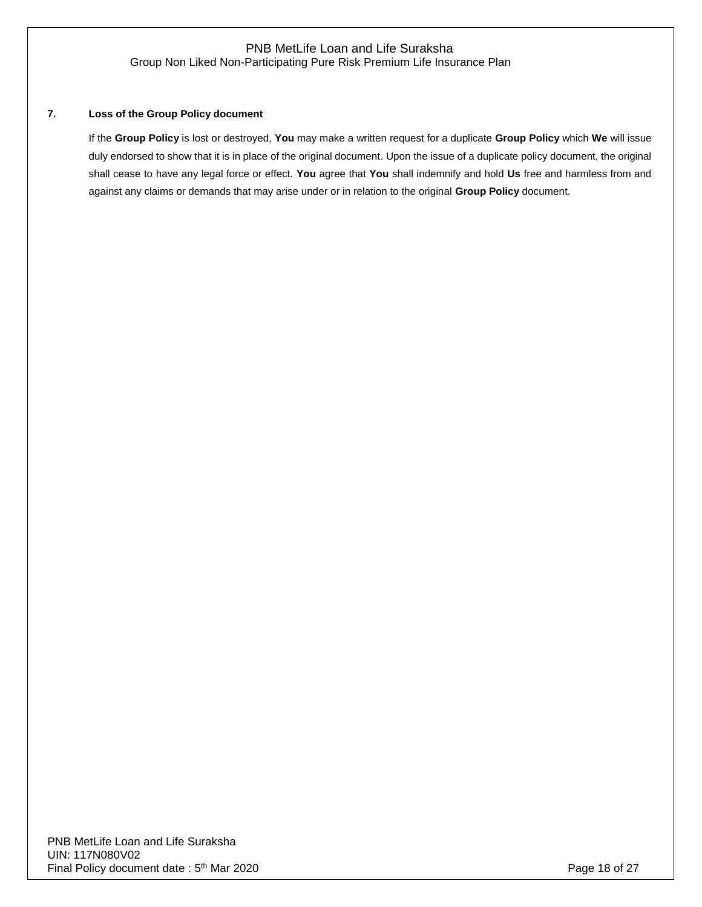**7. Loss of the Group Policy document**

If the **Group Policy** is lost or destroyed, **You** may make a written request for a duplicate **Group Policy** which **We** will issue duly endorsed to show that it is in place of the original document. Upon the issue of a duplicate policy document, the original shall cease to have any legal force or effect. **You** agree that **You** shall indemnify and hold **Us** free and harmless from and against any claims or demands that may arise under or in relation to the original **Group Policy** document.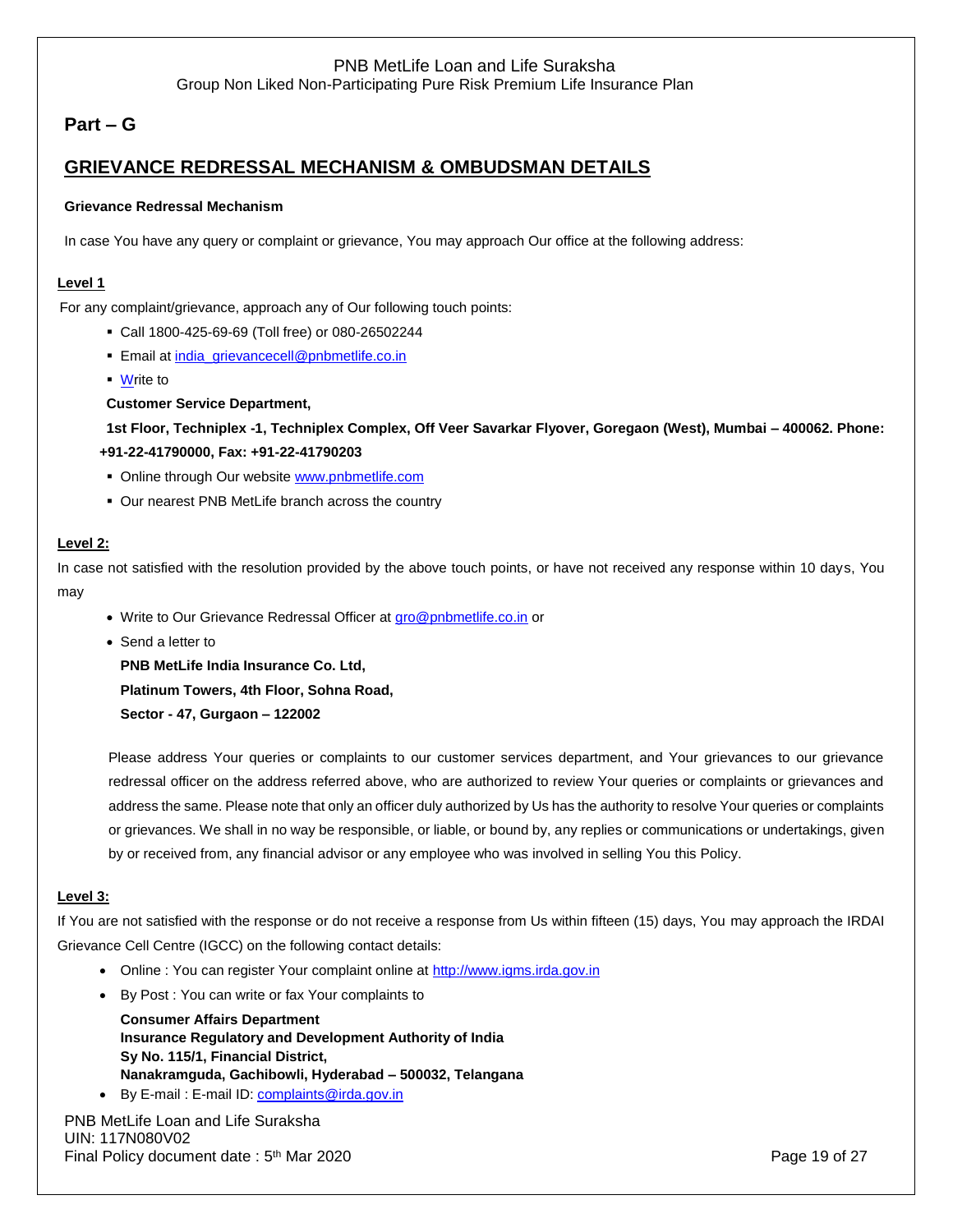## Part – G

## GRIEVANCE REDRESSAL MECHANISM & OMBUDSMAN DETAILS

**Grievance Redressal Mechanism**

In case You have any query or complaint or grievance, You may approach Our office at the following address:

**Level 1**

For any complaint/grievance, approach any of Our following touch points:

- Call 1800-425-69-69 (Toll free) or 080-26502244
- Email at india_grievancecell@pnbmetlife.co.in
- Write to

**Customer Service Department,**

**1st Floor, Techniplex -1, Techniplex Complex, Off Veer Savarkar Flyover, Goregaon (West), Mumbai – 400062. Phone: +91-22-41790000, Fax: +91-22-41790203**

- Online through Our website www.pnbmetlife.com
- Our nearest PNB MetLife branch across the country

**Level 2:**

In case not satisfied with the resolution provided by the above touch points, or have not received any response within 10 days, You may

- Write to Our Grievance Redressal Officer at gro@pnbmetlife.co.in or
- Send a letter to

**PNB MetLife India Insurance Co. Ltd,**
**Platinum Towers, 4th Floor, Sohna Road,**
**Sector - 47, Gurgaon – 122002**

Please address Your queries or complaints to our customer services department, and Your grievances to our grievance redressal officer on the address referred above, who are authorized to review Your queries or complaints or grievances and address the same. Please note that only an officer duly authorized by Us has the authority to resolve Your queries or complaints or grievances. We shall in no way be responsible, or liable, or bound by, any replies or communications or undertakings, given by or received from, any financial advisor or any employee who was involved in selling You this Policy.

**Level 3:**

If You are not satisfied with the response or do not receive a response from Us within fifteen (15) days, You may approach the IRDAI Grievance Cell Centre (IGCC) on the following contact details:

- Online : You can register Your complaint online at http://www.igms.irda.gov.in
- By Post : You can write or fax Your complaints to

**Consumer Affairs Department**
**Insurance Regulatory and Development Authority of India**
**Sy No. 115/1, Financial District,**
**Nanakramguda, Gachibowli, Hyderabad – 500032, Telangana**

- By E-mail : E-mail ID: complaints@irda.gov.in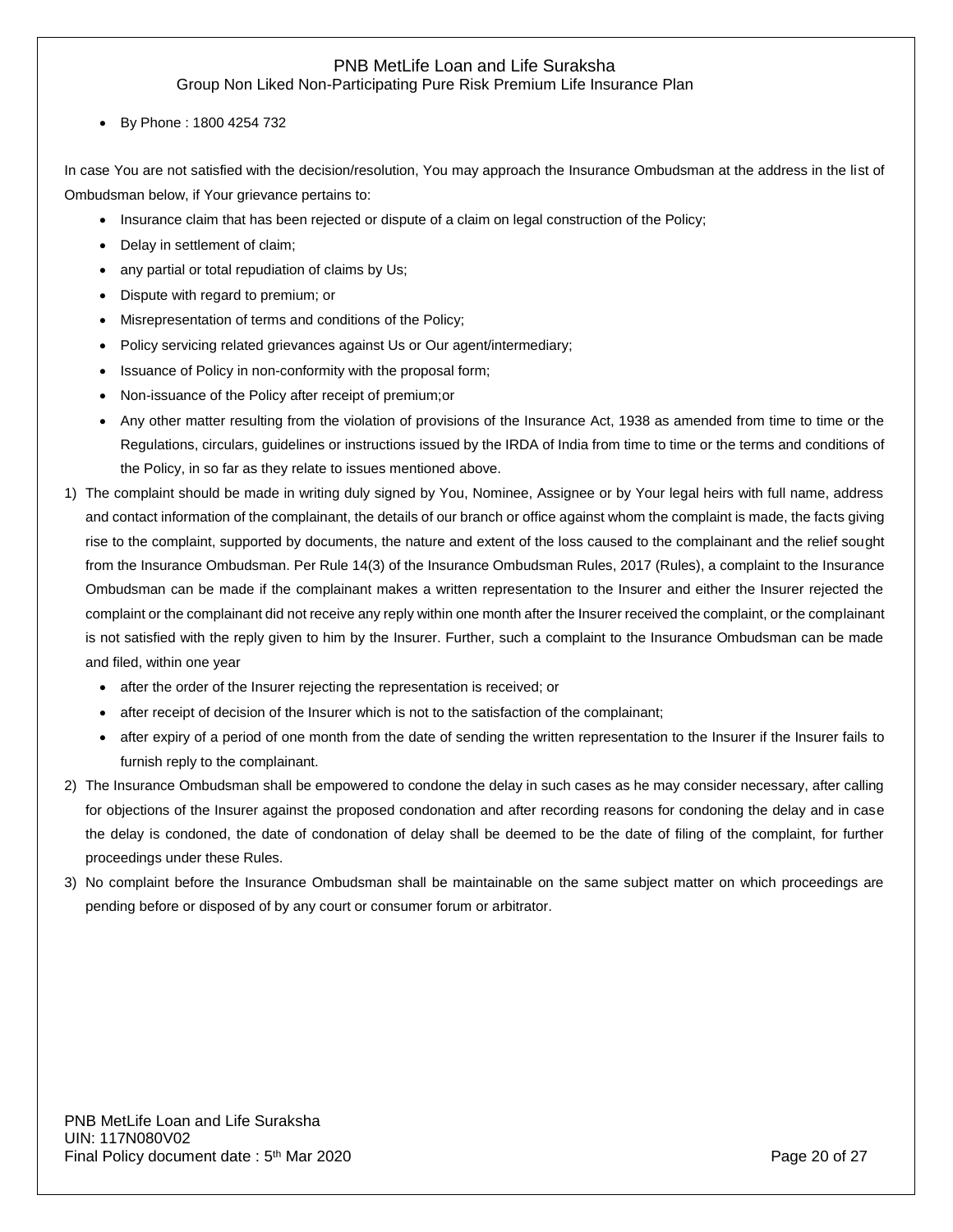- By Phone : 1800 4254 732

In case You are not satisfied with the decision/resolution, You may approach the Insurance Ombudsman at the address in the list of Ombudsman below, if Your grievance pertains to:

- Insurance claim that has been rejected or dispute of a claim on legal construction of the Policy;
- Delay in settlement of claim;
- any partial or total repudiation of claims by Us;
- Dispute with regard to premium; or
- Misrepresentation of terms and conditions of the Policy;
- Policy servicing related grievances against Us or Our agent/intermediary;
- Issuance of Policy in non-conformity with the proposal form;
- Non-issuance of the Policy after receipt of premium;or
- Any other matter resulting from the violation of provisions of the Insurance Act, 1938 as amended from time to time or the Regulations, circulars, guidelines or instructions issued by the IRDA of India from time to time or the terms and conditions of the Policy, in so far as they relate to issues mentioned above.

1) The complaint should be made in writing duly signed by You, Nominee, Assignee or by Your legal heirs with full name, address and contact information of the complainant, the details of our branch or office against whom the complaint is made, the facts giving rise to the complaint, supported by documents, the nature and extent of the loss caused to the complainant and the relief sought from the Insurance Ombudsman. Per Rule 14(3) of the Insurance Ombudsman Rules, 2017 (Rules), a complaint to the Insurance Ombudsman can be made if the complainant makes a written representation to the Insurer and either the Insurer rejected the complaint or the complainant did not receive any reply within one month after the Insurer received the complaint, or the complainant is not satisfied with the reply given to him by the Insurer. Further, such a complaint to the Insurance Ombudsman can be made and filed, within one year
    - after the order of the Insurer rejecting the representation is received; or
    - after receipt of decision of the Insurer which is not to the satisfaction of the complainant;
    - after expiry of a period of one month from the date of sending the written representation to the Insurer if the Insurer fails to furnish reply to the complainant.
2) The Insurance Ombudsman shall be empowered to condone the delay in such cases as he may consider necessary, after calling for objections of the Insurer against the proposed condonation and after recording reasons for condoning the delay and in case the delay is condoned, the date of condonation of delay shall be deemed to be the date of filing of the complaint, for further proceedings under these Rules.
3) No complaint before the Insurance Ombudsman shall be maintainable on the same subject matter on which proceedings are pending before or disposed of by any court or consumer forum or arbitrator.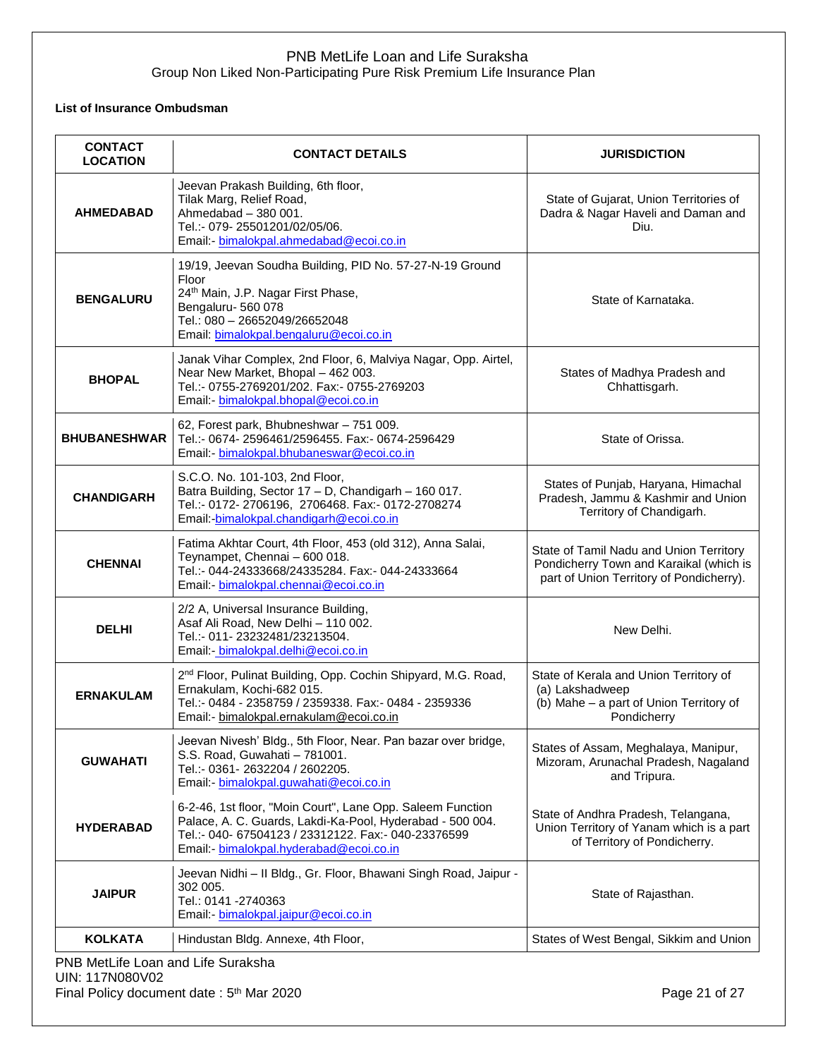**List of Insurance Ombudsman**

| CONTACT LOCATION | CONTACT DETAILS | JURISDICTION |
|---|---|---|
| **AHMEDABAD** | Jeevan Prakash Building, 6th floor, Tilak Marg, Relief Road, Ahmedabad – 380 001. Tel.:- 079- 25501201/02/05/06. Email:- bimalokpal.ahmedabad@ecoi.co.in | State of Gujarat, Union Territories of Dadra & Nagar Haveli and Daman and Diu. |
| **BENGALURU** | 19/19, Jeevan Soudha Building, PID No. 57-27-N-19 Ground Floor 24th Main, J.P. Nagar First Phase, Bengaluru- 560 078 Tel.: 080 – 26652049/26652048 Email: bimalokpal.bengaluru@ecoi.co.in | State of Karnataka. |
| **BHOPAL** | Janak Vihar Complex, 2nd Floor, 6, Malviya Nagar, Opp. Airtel, Near New Market, Bhopal – 462 003. Tel.:- 0755-2769201/202. Fax:- 0755-2769203 Email:- bimalokpal.bhopal@ecoi.co.in | States of Madhya Pradesh and Chhattisgarh. |
| **BHUBANESHWAR** | 62, Forest park, Bhubneshwar – 751 009. Tel.:- 0674- 2596461/2596455. Fax:- 0674-2596429 Email:- bimalokpal.bhubaneswar@ecoi.co.in | State of Orissa. |
| **CHANDIGARH** | S.C.O. No. 101-103, 2nd Floor, Batra Building, Sector 17 – D, Chandigarh – 160 017. Tel.:- 0172- 2706196, 2706468. Fax:- 0172-2708274 Email:-bimalokpal.chandigarh@ecoi.co.in | States of Punjab, Haryana, Himachal Pradesh, Jammu & Kashmir and Union Territory of Chandigarh. |
| **CHENNAI** | Fatima Akhtar Court, 4th Floor, 453 (old 312), Anna Salai, Teynampet, Chennai – 600 018. Tel.:- 044-24333668/24335284. Fax:- 044-24333664 Email:- bimalokpal.chennai@ecoi.co.in | State of Tamil Nadu and Union Territory Pondicherry Town and Karaikal (which is part of Union Territory of Pondicherry). |
| **DELHI** | 2/2 A, Universal Insurance Building, Asaf Ali Road, New Delhi – 110 002. Tel.:- 011- 23232481/23213504. Email:- bimalokpal.delhi@ecoi.co.in | New Delhi. |
| **ERNAKULAM** | 2nd Floor, Pulinat Building, Opp. Cochin Shipyard, M.G. Road, Ernakulam, Kochi-682 015. Tel.:- 0484 - 2358759 / 2359338. Fax:- 0484 - 2359336 Email:- bimalokpal.ernakulam@ecoi.co.in | State of Kerala and Union Territory of (a) Lakshadweep (b) Mahe – a part of Union Territory of Pondicherry |
| **GUWAHATI** | Jeevan Nivesh' Bldg., 5th Floor, Near. Pan bazar over bridge, S.S. Road, Guwahati – 781001. Tel.:- 0361- 2632204 / 2602205. Email:- bimalokpal.guwahati@ecoi.co.in | States of Assam, Meghalaya, Manipur, Mizoram, Arunachal Pradesh, Nagaland and Tripura. |
| **HYDERABAD** | 6-2-46, 1st floor, "Moin Court", Lane Opp. Saleem Function Palace, A. C. Guards, Lakdi-Ka-Pool, Hyderabad - 500 004. Tel.:- 040- 67504123 / 23312122. Fax:- 040-23376599 Email:- bimalokpal.hyderabad@ecoi.co.in | State of Andhra Pradesh, Telangana, Union Territory of Yanam which is a part of Territory of Pondicherry. |
| **JAIPUR** | Jeevan Nidhi – II Bldg., Gr. Floor, Bhawani Singh Road, Jaipur - 302 005. Tel.: 0141 -2740363 Email:- bimalokpal.jaipur@ecoi.co.in | State of Rajasthan. |
| **KOLKATA** | Hindustan Bldg. Annexe, 4th Floor, | States of West Bengal, Sikkim and Union |

PNB MetLife Loan and Life Suraksha
UIN: 117N080V02
Final Policy document date : 5th Mar 2020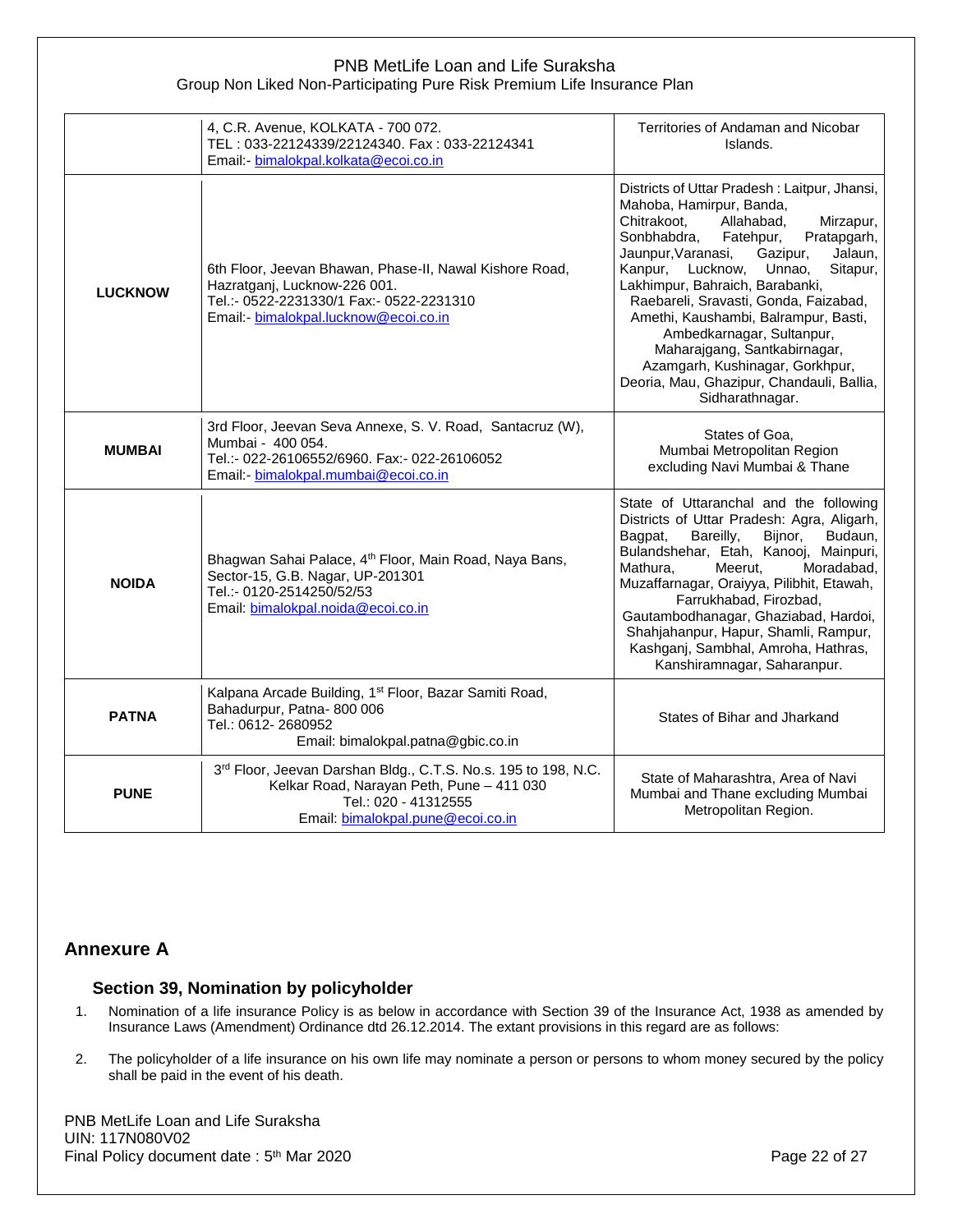| | | |
|---|---|---|
| | 4, C.R. Avenue, KOLKATA - 700 072.<br>TEL : 033-22124339/22124340. Fax : 033-22124341<br>Email:- bimalokpal.kolkata@ecoi.co.in | Territories of Andaman and Nicobar Islands. |
| **LUCKNOW** | 6th Floor, Jeevan Bhawan, Phase-II, Nawal Kishore Road, Hazratganj, Lucknow-226 001.<br>Tel.:- 0522-2231330/1 Fax:- 0522-2231310<br>Email:- bimalokpal.lucknow@ecoi.co.in | Districts of Uttar Pradesh : Laitpur, Jhansi, Mahoba, Hamirpur, Banda, Chitrakoot, Allahabad, Mirzapur, Sonbhabdra, Fatehpur, Pratapgarh, Jaunpur,Varanasi, Gazipur, Jalaun, Kanpur, Lucknow, Unnao, Sitapur, Lakhimpur, Bahraich, Barabanki, Raebareli, Sravasti, Gonda, Faizabad, Amethi, Kaushambi, Balrampur, Basti, Ambedkarnagar, Sultanpur, Maharajgang, Santkabirnagar, Azamgarh, Kushinagar, Gorkhpur, Deoria, Mau, Ghazipur, Chandauli, Ballia, Sidharathnagar. |
| **MUMBAI** | 3rd Floor, Jeevan Seva Annexe, S. V. Road, Santacruz (W), Mumbai - 400 054.<br>Tel.:- 022-26106552/6960. Fax:- 022-26106052<br>Email:- bimalokpal.mumbai@ecoi.co.in | States of Goa,<br>Mumbai Metropolitan Region excluding Navi Mumbai & Thane |
| **NOIDA** | Bhagwan Sahai Palace, 4th Floor, Main Road, Naya Bans, Sector-15, G.B. Nagar, UP-201301<br>Tel.:- 0120-2514250/52/53<br>Email: bimalokpal.noida@ecoi.co.in | State of Uttaranchal and the following Districts of Uttar Pradesh: Agra, Aligarh, Bagpat, Bareilly, Bijnor, Budaun, Bulandshehar, Etah, Kanooj, Mainpuri, Mathura, Meerut, Moradabad, Muzaffarnagar, Oraiyya, Pilibhit, Etawah, Farrukhabad, Firozbad, Gautambodhanagar, Ghaziabad, Hardoi, Shahjahanpur, Hapur, Shamli, Rampur, Kashganj, Sambhal, Amroha, Hathras, Kanshiramnagar, Saharanpur. |
| **PATNA** | Kalpana Arcade Building, 1st Floor, Bazar Samiti Road, Bahadurpur, Patna- 800 006<br>Tel.: 0612- 2680952<br>Email: bimalokpal.patna@gbic.co.in | States of Bihar and Jharkand |
| **PUNE** | 3rd Floor, Jeevan Darshan Bldg., C.T.S. No.s. 195 to 198, N.C. Kelkar Road, Narayan Peth, Pune – 411 030<br>Tel.: 020 - 41312555<br>Email: bimalokpal.pune@ecoi.co.in | State of Maharashtra, Area of Navi Mumbai and Thane excluding Mumbai Metropolitan Region. |

## Annexure A

### Section 39, Nomination by policyholder

1. Nomination of a life insurance Policy is as below in accordance with Section 39 of the Insurance Act, 1938 as amended by Insurance Laws (Amendment) Ordinance dtd 26.12.2014. The extant provisions in this regard are as follows:

2. The policyholder of a life insurance on his own life may nominate a person or persons to whom money secured by the policy shall be paid in the event of his death.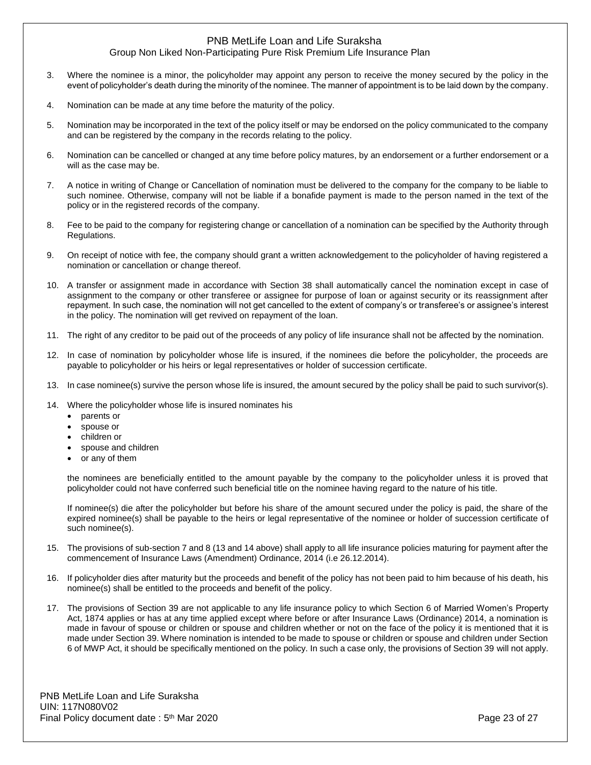3. Where the nominee is a minor, the policyholder may appoint any person to receive the money secured by the policy in the event of policyholder's death during the minority of the nominee. The manner of appointment is to be laid down by the company.

4. Nomination can be made at any time before the maturity of the policy.

5. Nomination may be incorporated in the text of the policy itself or may be endorsed on the policy communicated to the company and can be registered by the company in the records relating to the policy.

6. Nomination can be cancelled or changed at any time before policy matures, by an endorsement or a further endorsement or a will as the case may be.

7. A notice in writing of Change or Cancellation of nomination must be delivered to the company for the company to be liable to such nominee. Otherwise, company will not be liable if a bonafide payment is made to the person named in the text of the policy or in the registered records of the company.

8. Fee to be paid to the company for registering change or cancellation of a nomination can be specified by the Authority through Regulations.

9. On receipt of notice with fee, the company should grant a written acknowledgement to the policyholder of having registered a nomination or cancellation or change thereof.

10. A transfer or assignment made in accordance with Section 38 shall automatically cancel the nomination except in case of assignment to the company or other transferee or assignee for purpose of loan or against security or its reassignment after repayment. In such case, the nomination will not get cancelled to the extent of company's or transferee's or assignee's interest in the policy. The nomination will get revived on repayment of the loan.

11. The right of any creditor to be paid out of the proceeds of any policy of life insurance shall not be affected by the nomination.

12. In case of nomination by policyholder whose life is insured, if the nominees die before the policyholder, the proceeds are payable to policyholder or his heirs or legal representatives or holder of succession certificate.

13. In case nominee(s) survive the person whose life is insured, the amount secured by the policy shall be paid to such survivor(s).

14. Where the policyholder whose life is insured nominates his
    - parents or
    - spouse or
    - children or
    - spouse and children
    - or any of them

    the nominees are beneficially entitled to the amount payable by the company to the policyholder unless it is proved that policyholder could not have conferred such beneficial title on the nominee having regard to the nature of his title.

    If nominee(s) die after the policyholder but before his share of the amount secured under the policy is paid, the share of the expired nominee(s) shall be payable to the heirs or legal representative of the nominee or holder of succession certificate of such nominee(s).

15. The provisions of sub-section 7 and 8 (13 and 14 above) shall apply to all life insurance policies maturing for payment after the commencement of Insurance Laws (Amendment) Ordinance, 2014 (i.e 26.12.2014).

16. If policyholder dies after maturity but the proceeds and benefit of the policy has not been paid to him because of his death, his nominee(s) shall be entitled to the proceeds and benefit of the policy.

17. The provisions of Section 39 are not applicable to any life insurance policy to which Section 6 of Married Women's Property Act, 1874 applies or has at any time applied except where before or after Insurance Laws (Ordinance) 2014, a nomination is made in favour of spouse or children or spouse and children whether or not on the face of the policy it is mentioned that it is made under Section 39. Where nomination is intended to be made to spouse or children or spouse and children under Section 6 of MWP Act, it should be specifically mentioned on the policy. In such a case only, the provisions of Section 39 will not apply.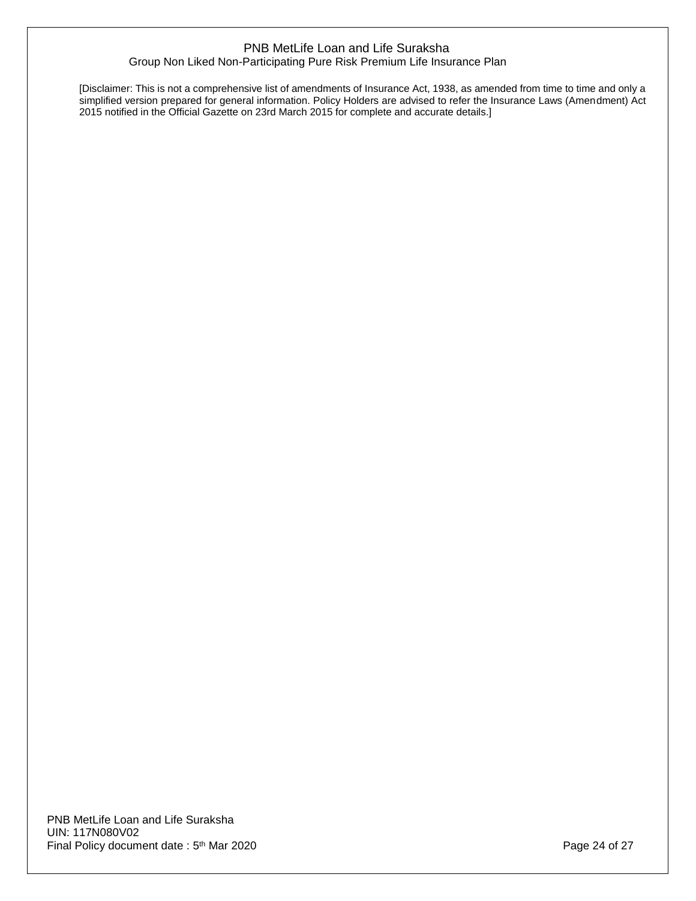[Disclaimer: This is not a comprehensive list of amendments of Insurance Act, 1938, as amended from time to time and only a simplified version prepared for general information. Policy Holders are advised to refer the Insurance Laws (Amendment) Act 2015 notified in the Official Gazette on 23rd March 2015 for complete and accurate details.]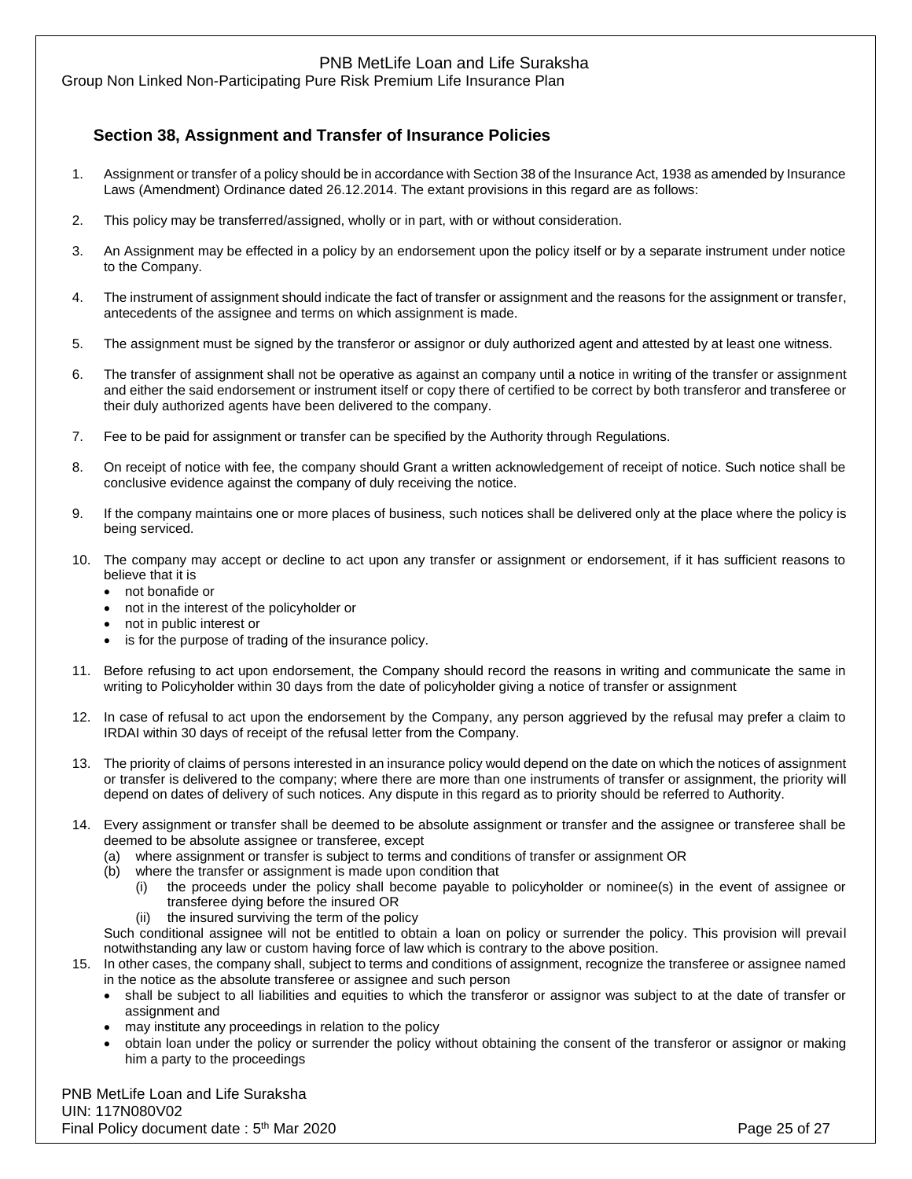## Section 38, Assignment and Transfer of Insurance Policies

1. Assignment or transfer of a policy should be in accordance with Section 38 of the Insurance Act, 1938 as amended by Insurance Laws (Amendment) Ordinance dated 26.12.2014. The extant provisions in this regard are as follows:
2. This policy may be transferred/assigned, wholly or in part, with or without consideration.
3. An Assignment may be effected in a policy by an endorsement upon the policy itself or by a separate instrument under notice to the Company.
4. The instrument of assignment should indicate the fact of transfer or assignment and the reasons for the assignment or transfer, antecedents of the assignee and terms on which assignment is made.
5. The assignment must be signed by the transferor or assignor or duly authorized agent and attested by at least one witness.
6. The transfer of assignment shall not be operative as against an company until a notice in writing of the transfer or assignment and either the said endorsement or instrument itself or copy there of certified to be correct by both transferor and transferee or their duly authorized agents have been delivered to the company.
7. Fee to be paid for assignment or transfer can be specified by the Authority through Regulations.
8. On receipt of notice with fee, the company should Grant a written acknowledgement of receipt of notice. Such notice shall be conclusive evidence against the company of duly receiving the notice.
9. If the company maintains one or more places of business, such notices shall be delivered only at the place where the policy is being serviced.
10. The company may accept or decline to act upon any transfer or assignment or endorsement, if it has sufficient reasons to believe that it is
    - not bonafide or
    - not in the interest of the policyholder or
    - not in public interest or
    - is for the purpose of trading of the insurance policy.
11. Before refusing to act upon endorsement, the Company should record the reasons in writing and communicate the same in writing to Policyholder within 30 days from the date of policyholder giving a notice of transfer or assignment
12. In case of refusal to act upon the endorsement by the Company, any person aggrieved by the refusal may prefer a claim to IRDAI within 30 days of receipt of the refusal letter from the Company.
13. The priority of claims of persons interested in an insurance policy would depend on the date on which the notices of assignment or transfer is delivered to the company; where there are more than one instruments of transfer or assignment, the priority will depend on dates of delivery of such notices. Any dispute in this regard as to priority should be referred to Authority.
14. Every assignment or transfer shall be deemed to be absolute assignment or transfer and the assignee or transferee shall be deemed to be absolute assignee or transferee, except
    (a) where assignment or transfer is subject to terms and conditions of transfer or assignment OR
    (b) where the transfer or assignment is made upon condition that
        (i) the proceeds under the policy shall become payable to policyholder or nominee(s) in the event of assignee or transferee dying before the insured OR
        (ii) the insured surviving the term of the policy

    Such conditional assignee will not be entitled to obtain a loan on policy or surrender the policy. This provision will prevail notwithstanding any law or custom having force of law which is contrary to the above position.
15. In other cases, the company shall, subject to terms and conditions of assignment, recognize the transferee or assignee named in the notice as the absolute transferee or assignee and such person
    - shall be subject to all liabilities and equities to which the transferor or assignor was subject to at the date of transfer or assignment and
    - may institute any proceedings in relation to the policy
    - obtain loan under the policy or surrender the policy without obtaining the consent of the transferor or assignor or making him a party to the proceedings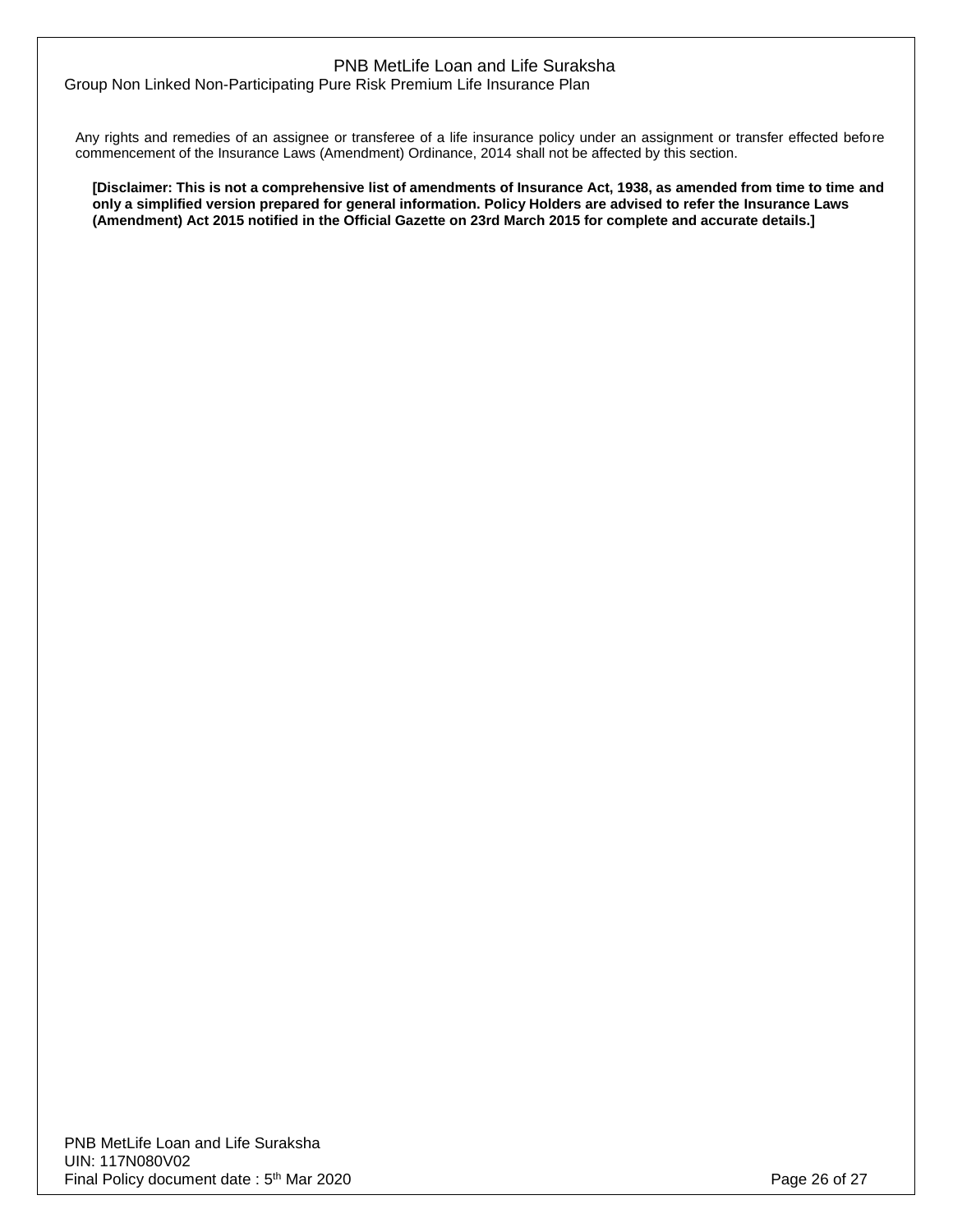Any rights and remedies of an assignee or transferee of a life insurance policy under an assignment or transfer effected before commencement of the Insurance Laws (Amendment) Ordinance, 2014 shall not be affected by this section.

**[Disclaimer: This is not a comprehensive list of amendments of Insurance Act, 1938, as amended from time to time and only a simplified version prepared for general information. Policy Holders are advised to refer the Insurance Laws (Amendment) Act 2015 notified in the Official Gazette on 23rd March 2015 for complete and accurate details.]**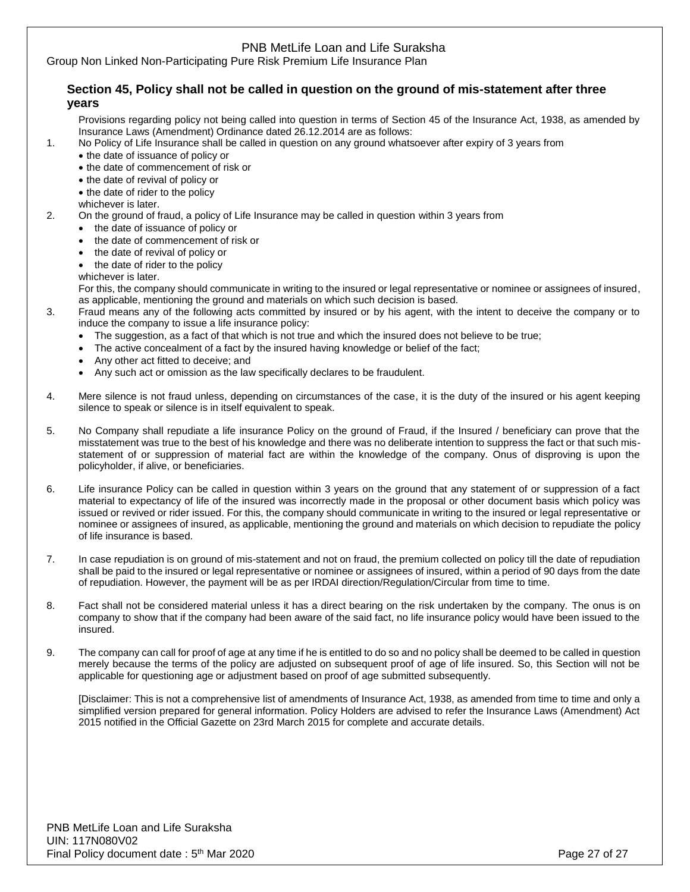## Section 45, Policy shall not be called in question on the ground of mis-statement after three years

Provisions regarding policy not being called into question in terms of Section 45 of the Insurance Act, 1938, as amended by Insurance Laws (Amendment) Ordinance dated 26.12.2014 are as follows:

1. No Policy of Life Insurance shall be called in question on any ground whatsoever after expiry of 3 years from
   - the date of issuance of policy or
   - the date of commencement of risk or
   - the date of revival of policy or
   - the date of rider to the policy

   whichever is later.
2. On the ground of fraud, a policy of Life Insurance may be called in question within 3 years from
   - the date of issuance of policy or
   - the date of commencement of risk or
   - the date of revival of policy or
   - the date of rider to the policy

   whichever is later.

   For this, the company should communicate in writing to the insured or legal representative or nominee or assignees of insured, as applicable, mentioning the ground and materials on which such decision is based.
3. Fraud means any of the following acts committed by insured or by his agent, with the intent to deceive the company or to induce the company to issue a life insurance policy:
   - The suggestion, as a fact of that which is not true and which the insured does not believe to be true;
   - The active concealment of a fact by the insured having knowledge or belief of the fact;
   - Any other act fitted to deceive; and
   - Any such act or omission as the law specifically declares to be fraudulent.
4. Mere silence is not fraud unless, depending on circumstances of the case, it is the duty of the insured or his agent keeping silence to speak or silence is in itself equivalent to speak.
5. No Company shall repudiate a life insurance Policy on the ground of Fraud, if the Insured / beneficiary can prove that the misstatement was true to the best of his knowledge and there was no deliberate intention to suppress the fact or that such mis-statement of or suppression of material fact are within the knowledge of the company. Onus of disproving is upon the policyholder, if alive, or beneficiaries.
6. Life insurance Policy can be called in question within 3 years on the ground that any statement of or suppression of a fact material to expectancy of life of the insured was incorrectly made in the proposal or other document basis which policy was issued or revived or rider issued. For this, the company should communicate in writing to the insured or legal representative or nominee or assignees of insured, as applicable, mentioning the ground and materials on which decision to repudiate the policy of life insurance is based.
7. In case repudiation is on ground of mis-statement and not on fraud, the premium collected on policy till the date of repudiation shall be paid to the insured or legal representative or nominee or assignees of insured, within a period of 90 days from the date of repudiation. However, the payment will be as per IRDAI direction/Regulation/Circular from time to time.
8. Fact shall not be considered material unless it has a direct bearing on the risk undertaken by the company. The onus is on company to show that if the company had been aware of the said fact, no life insurance policy would have been issued to the insured.
9. The company can call for proof of age at any time if he is entitled to do so and no policy shall be deemed to be called in question merely because the terms of the policy are adjusted on subsequent proof of age of life insured. So, this Section will not be applicable for questioning age or adjustment based on proof of age submitted subsequently.

[Disclaimer: This is not a comprehensive list of amendments of Insurance Act, 1938, as amended from time to time and only a simplified version prepared for general information. Policy Holders are advised to refer the Insurance Laws (Amendment) Act 2015 notified in the Official Gazette on 23rd March 2015 for complete and accurate details.